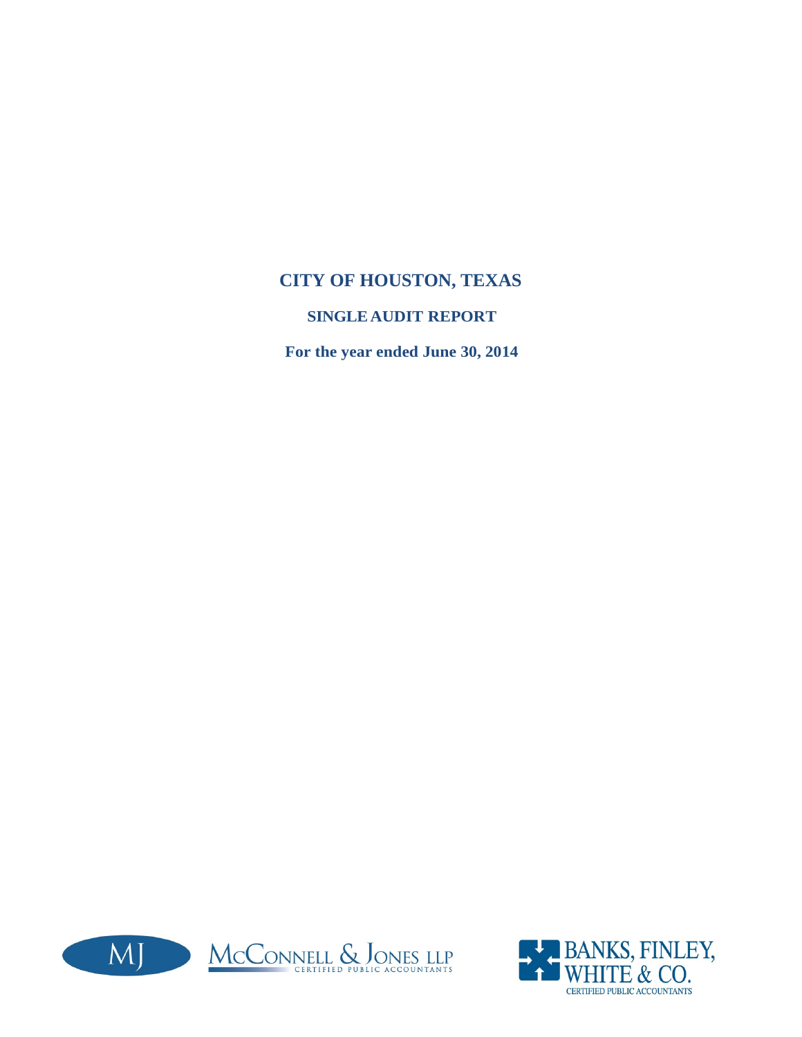# CITY OF HOUSTON, TEXAS

## SINGLE AUDIT REPORT

**For the year ended June 30, 2014**

MJ McCONNELL & JONES LLP
CERTIFIED PUBLIC ACCOUNTANTS

BANKS, FINLEY, WHITE & CO.
CERTIFIED PUBLIC ACCOUNTANTS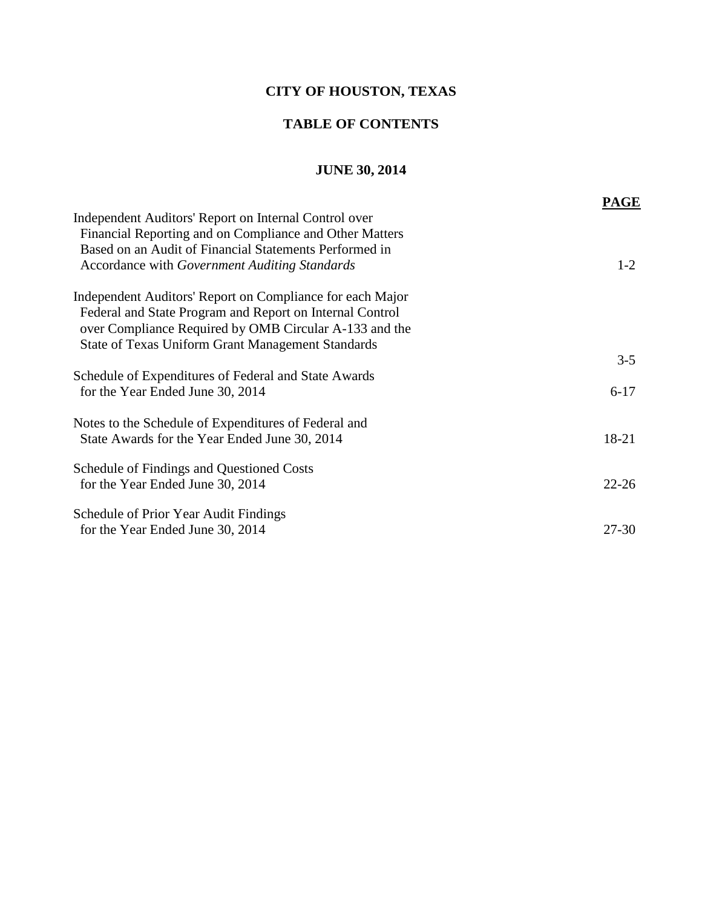# CITY OF HOUSTON, TEXAS

## TABLE OF CONTENTS

### JUNE 30, 2014

| | **PAGE** |
|---|---|
| Independent Auditors' Report on Internal Control over Financial Reporting and on Compliance and Other Matters Based on an Audit of Financial Statements Performed in Accordance with *Government Auditing Standards* | 1-2 |
| Independent Auditors' Report on Compliance for each Major Federal and State Program and Report on Internal Control over Compliance Required by OMB Circular A-133 and the State of Texas Uniform Grant Management Standards | 3-5 |
| Schedule of Expenditures of Federal and State Awards for the Year Ended June 30, 2014 | 6-17 |
| Notes to the Schedule of Expenditures of Federal and State Awards for the Year Ended June 30, 2014 | 18-21 |
| Schedule of Findings and Questioned Costs for the Year Ended June 30, 2014 | 22-26 |
| Schedule of Prior Year Audit Findings for the Year Ended June 30, 2014 | 27-30 |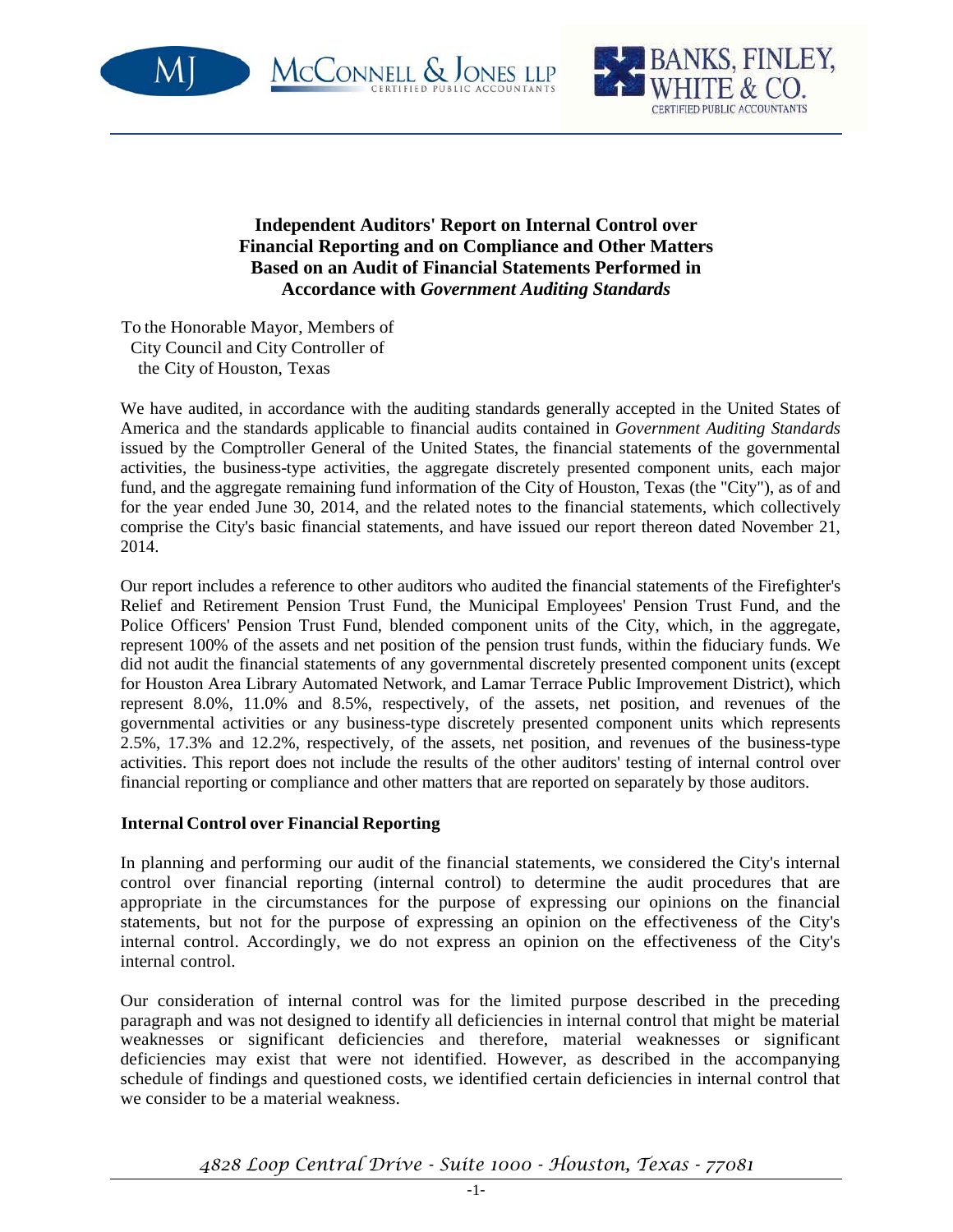McCONNELL & JONES LLP
CERTIFIED PUBLIC ACCOUNTANTS

BANKS, FINLEY, WHITE & CO.
CERTIFIED PUBLIC ACCOUNTANTS

**Independent Auditors' Report on Internal Control over Financial Reporting and on Compliance and Other Matters Based on an Audit of Financial Statements Performed in Accordance with *Government Auditing Standards***

To the Honorable Mayor, Members of
City Council and City Controller of
the City of Houston, Texas

We have audited, in accordance with the auditing standards generally accepted in the United States of America and the standards applicable to financial audits contained in *Government Auditing Standards* issued by the Comptroller General of the United States, the financial statements of the governmental activities, the business-type activities, the aggregate discretely presented component units, each major fund, and the aggregate remaining fund information of the City of Houston, Texas (the "City"), as of and for the year ended June 30, 2014, and the related notes to the financial statements, which collectively comprise the City's basic financial statements, and have issued our report thereon dated November 21, 2014.

Our report includes a reference to other auditors who audited the financial statements of the Firefighter's Relief and Retirement Pension Trust Fund, the Municipal Employees' Pension Trust Fund, and the Police Officers' Pension Trust Fund, blended component units of the City, which, in the aggregate, represent 100% of the assets and net position of the pension trust funds, within the fiduciary funds. We did not audit the financial statements of any governmental discretely presented component units (except for Houston Area Library Automated Network, and Lamar Terrace Public Improvement District), which represent 8.0%, 11.0% and 8.5%, respectively, of the assets, net position, and revenues of the governmental activities or any business-type discretely presented component units which represents 2.5%, 17.3% and 12.2%, respectively, of the assets, net position, and revenues of the business-type activities. This report does not include the results of the other auditors' testing of internal control over financial reporting or compliance and other matters that are reported on separately by those auditors.

**Internal Control over Financial Reporting**

In planning and performing our audit of the financial statements, we considered the City's internal control over financial reporting (internal control) to determine the audit procedures that are appropriate in the circumstances for the purpose of expressing our opinions on the financial statements, but not for the purpose of expressing an opinion on the effectiveness of the City's internal control. Accordingly, we do not express an opinion on the effectiveness of the City's internal control.

Our consideration of internal control was for the limited purpose described in the preceding paragraph and was not designed to identify all deficiencies in internal control that might be material weaknesses or significant deficiencies and therefore, material weaknesses or significant deficiencies may exist that were not identified. However, as described in the accompanying schedule of findings and questioned costs, we identified certain deficiencies in internal control that we consider to be a material weakness.

*4828 Loop Central Drive - Suite 1000 - Houston, Texas - 77081*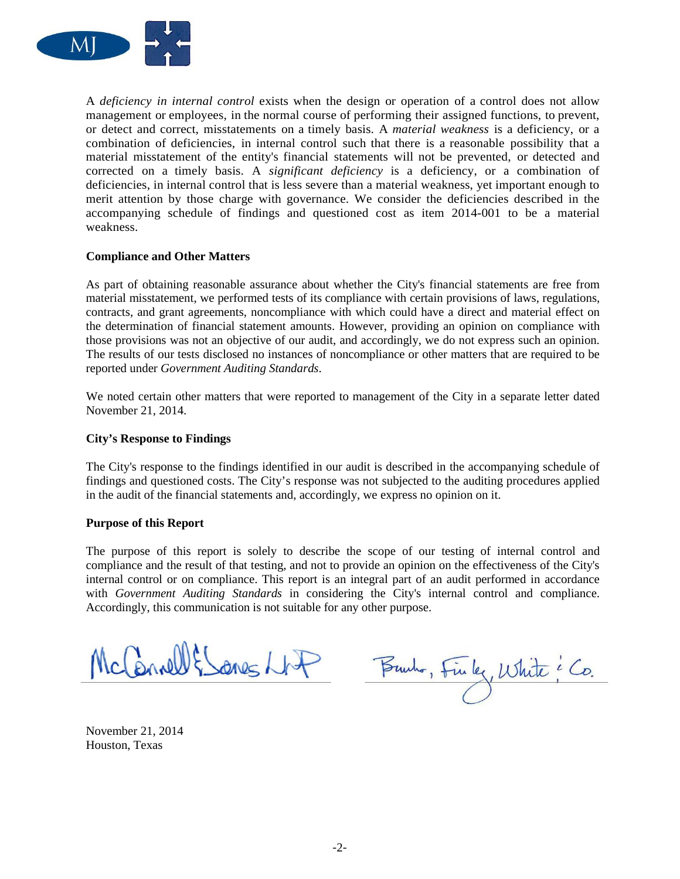A *deficiency in internal control* exists when the design or operation of a control does not allow management or employees, in the normal course of performing their assigned functions, to prevent, or detect and correct, misstatements on a timely basis. A *material weakness* is a deficiency, or a combination of deficiencies, in internal control such that there is a reasonable possibility that a material misstatement of the entity's financial statements will not be prevented, or detected and corrected on a timely basis. A *significant deficiency* is a deficiency, or a combination of deficiencies, in internal control that is less severe than a material weakness, yet important enough to merit attention by those charge with governance. We consider the deficiencies described in the accompanying schedule of findings and questioned cost as item 2014-001 to be a material weakness.

**Compliance and Other Matters**

As part of obtaining reasonable assurance about whether the City's financial statements are free from material misstatement, we performed tests of its compliance with certain provisions of laws, regulations, contracts, and grant agreements, noncompliance with which could have a direct and material effect on the determination of financial statement amounts. However, providing an opinion on compliance with those provisions was not an objective of our audit, and accordingly, we do not express such an opinion. The results of our tests disclosed no instances of noncompliance or other matters that are required to be reported under *Government Auditing Standards*.

We noted certain other matters that were reported to management of the City in a separate letter dated November 21, 2014.

**City's Response to Findings**

The City's response to the findings identified in our audit is described in the accompanying schedule of findings and questioned costs. The City's response was not subjected to the auditing procedures applied in the audit of the financial statements and, accordingly, we express no opinion on it.

**Purpose of this Report**

The purpose of this report is solely to describe the scope of our testing of internal control and compliance and the result of that testing, and not to provide an opinion on the effectiveness of the City's internal control or on compliance. This report is an integral part of an audit performed in accordance with *Government Auditing Standards* in considering the City's internal control and compliance. Accordingly, this communication is not suitable for any other purpose.

McConnell & Jones LLP

Banks, Finley, White & Co.

November 21, 2014
Houston, Texas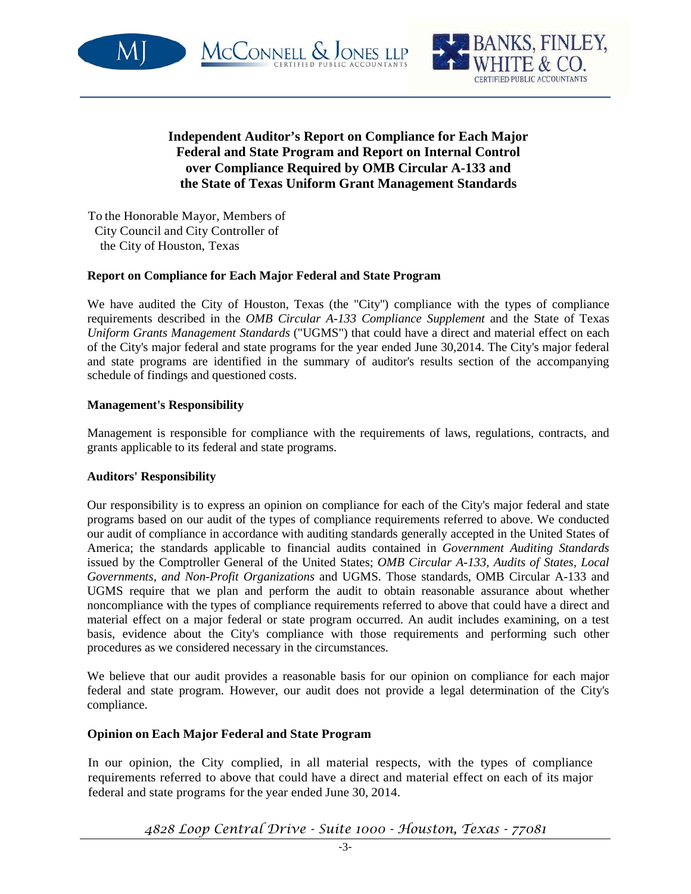# Independent Auditor's Report on Compliance for Each Major Federal and State Program and Report on Internal Control over Compliance Required by OMB Circular A-133 and the State of Texas Uniform Grant Management Standards

To the Honorable Mayor, Members of
City Council and City Controller of
the City of Houston, Texas

### Report on Compliance for Each Major Federal and State Program

We have audited the City of Houston, Texas (the "City") compliance with the types of compliance requirements described in the *OMB Circular A-133 Compliance Supplement* and the State of Texas *Uniform Grants Management Standards* ("UGMS") that could have a direct and material effect on each of the City's major federal and state programs for the year ended June 30,2014. The City's major federal and state programs are identified in the summary of auditor's results section of the accompanying schedule of findings and questioned costs.

### Management's Responsibility

Management is responsible for compliance with the requirements of laws, regulations, contracts, and grants applicable to its federal and state programs.

### Auditors' Responsibility

Our responsibility is to express an opinion on compliance for each of the City's major federal and state programs based on our audit of the types of compliance requirements referred to above. We conducted our audit of compliance in accordance with auditing standards generally accepted in the United States of America; the standards applicable to financial audits contained in *Government Auditing Standards* issued by the Comptroller General of the United States; *OMB Circular A-133, Audits of States, Local Governments, and Non-Profit Organizations* and UGMS. Those standards, OMB Circular A-133 and UGMS require that we plan and perform the audit to obtain reasonable assurance about whether noncompliance with the types of compliance requirements referred to above that could have a direct and material effect on a major federal or state program occurred. An audit includes examining, on a test basis, evidence about the City's compliance with those requirements and performing such other procedures as we considered necessary in the circumstances.

We believe that our audit provides a reasonable basis for our opinion on compliance for each major federal and state program. However, our audit does not provide a legal determination of the City's compliance.

### Opinion on Each Major Federal and State Program

In our opinion, the City complied, in all material respects, with the types of compliance requirements referred to above that could have a direct and material effect on each of its major federal and state programs for the year ended June 30, 2014.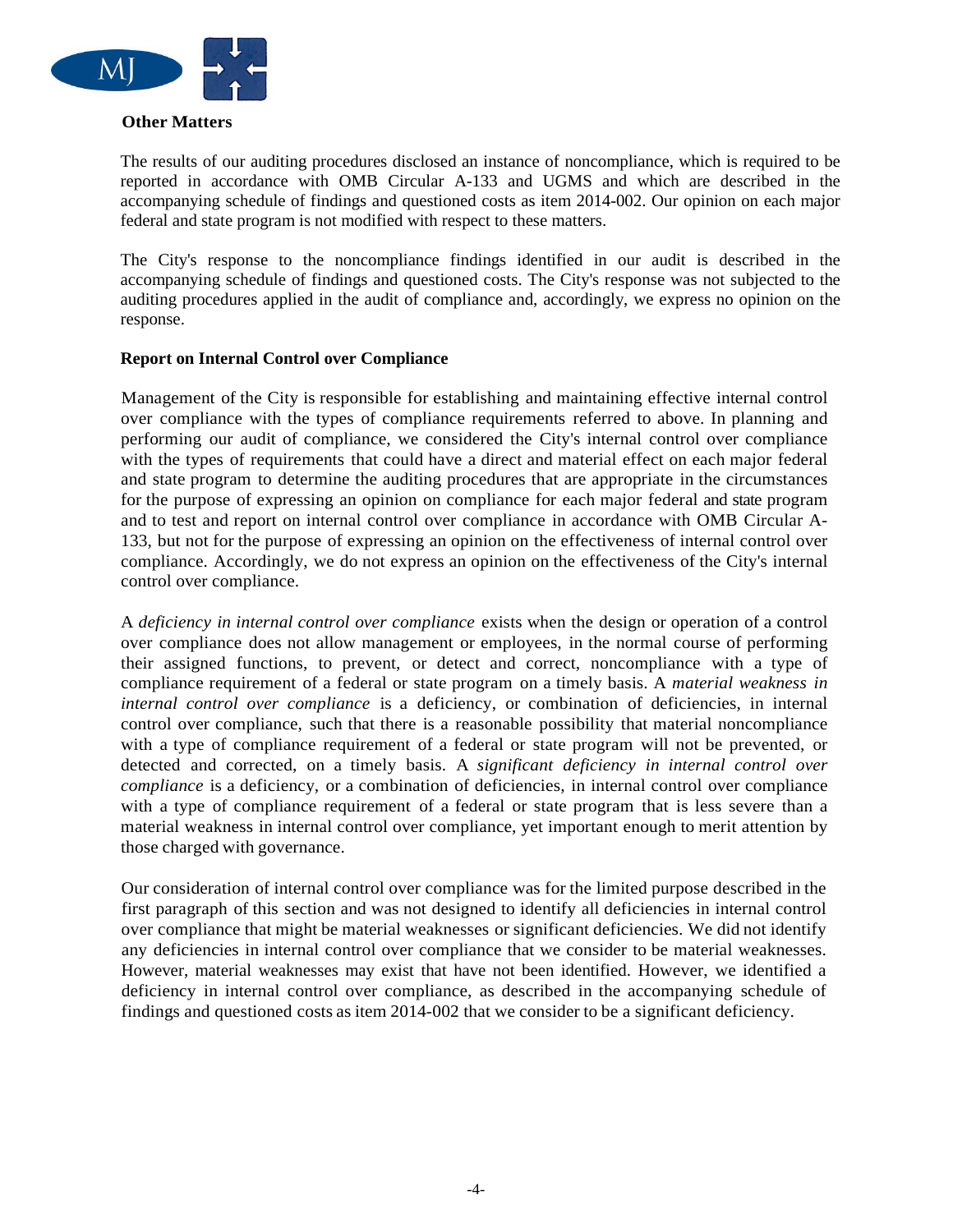### Other Matters

The results of our auditing procedures disclosed an instance of noncompliance, which is required to be reported in accordance with OMB Circular A-133 and UGMS and which are described in the accompanying schedule of findings and questioned costs as item 2014-002. Our opinion on each major federal and state program is not modified with respect to these matters.

The City's response to the noncompliance findings identified in our audit is described in the accompanying schedule of findings and questioned costs. The City's response was not subjected to the auditing procedures applied in the audit of compliance and, accordingly, we express no opinion on the response.

### Report on Internal Control over Compliance

Management of the City is responsible for establishing and maintaining effective internal control over compliance with the types of compliance requirements referred to above. In planning and performing our audit of compliance, we considered the City's internal control over compliance with the types of requirements that could have a direct and material effect on each major federal and state program to determine the auditing procedures that are appropriate in the circumstances for the purpose of expressing an opinion on compliance for each major federal and state program and to test and report on internal control over compliance in accordance with OMB Circular A-133, but not for the purpose of expressing an opinion on the effectiveness of internal control over compliance. Accordingly, we do not express an opinion on the effectiveness of the City's internal control over compliance.

A *deficiency in internal control over compliance* exists when the design or operation of a control over compliance does not allow management or employees, in the normal course of performing their assigned functions, to prevent, or detect and correct, noncompliance with a type of compliance requirement of a federal or state program on a timely basis. A *material weakness in internal control over compliance* is a deficiency, or combination of deficiencies, in internal control over compliance, such that there is a reasonable possibility that material noncompliance with a type of compliance requirement of a federal or state program will not be prevented, or detected and corrected, on a timely basis. A *significant deficiency in internal control over compliance* is a deficiency, or a combination of deficiencies, in internal control over compliance with a type of compliance requirement of a federal or state program that is less severe than a material weakness in internal control over compliance, yet important enough to merit attention by those charged with governance.

Our consideration of internal control over compliance was for the limited purpose described in the first paragraph of this section and was not designed to identify all deficiencies in internal control over compliance that might be material weaknesses or significant deficiencies. We did not identify any deficiencies in internal control over compliance that we consider to be material weaknesses. However, material weaknesses may exist that have not been identified. However, we identified a deficiency in internal control over compliance, as described in the accompanying schedule of findings and questioned costs as item 2014-002 that we consider to be a significant deficiency.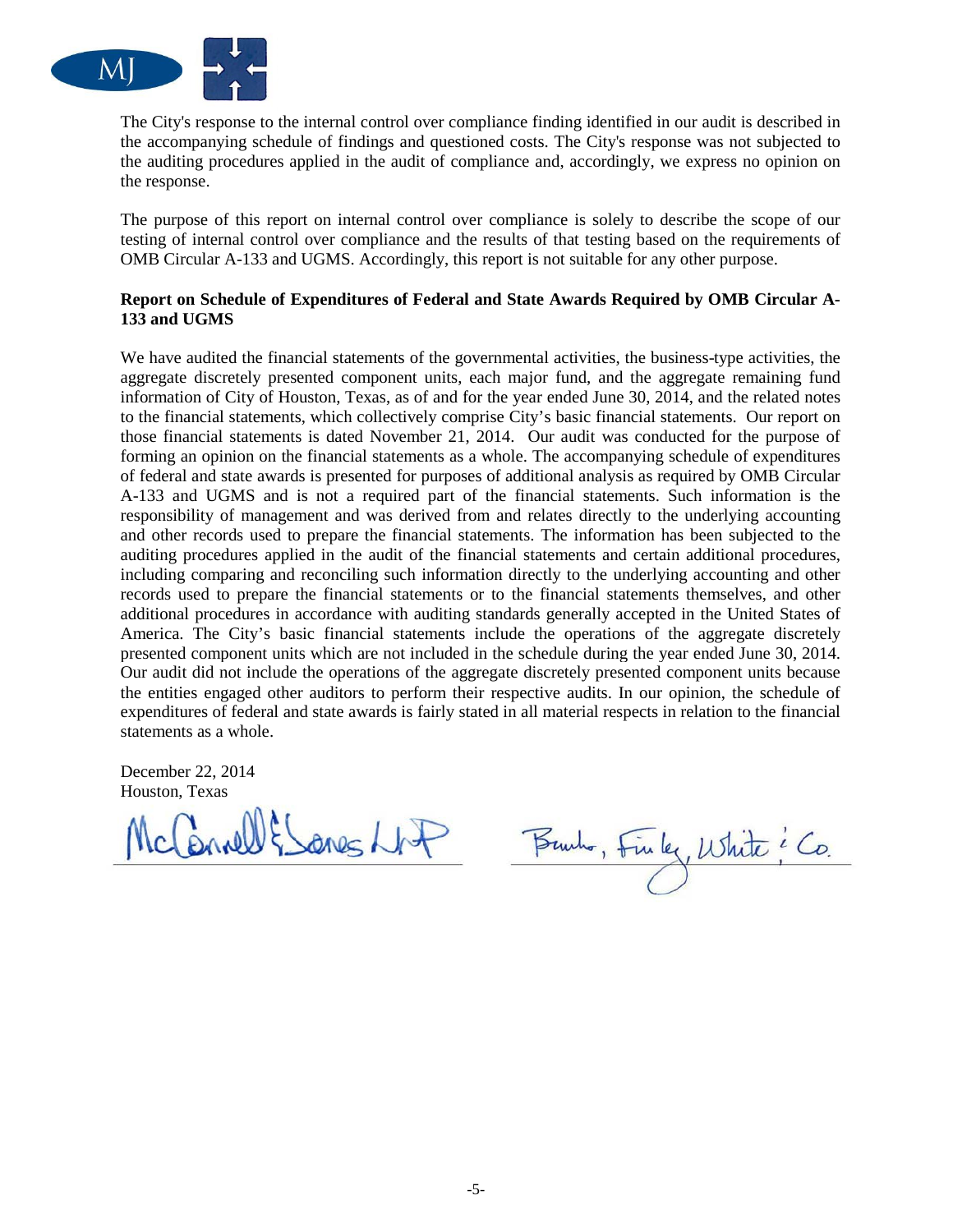The City's response to the internal control over compliance finding identified in our audit is described in the accompanying schedule of findings and questioned costs. The City's response was not subjected to the auditing procedures applied in the audit of compliance and, accordingly, we express no opinion on the response.

The purpose of this report on internal control over compliance is solely to describe the scope of our testing of internal control over compliance and the results of that testing based on the requirements of OMB Circular A-133 and UGMS. Accordingly, this report is not suitable for any other purpose.

**Report on Schedule of Expenditures of Federal and State Awards Required by OMB Circular A-133 and UGMS**

We have audited the financial statements of the governmental activities, the business-type activities, the aggregate discretely presented component units, each major fund, and the aggregate remaining fund information of City of Houston, Texas, as of and for the year ended June 30, 2014, and the related notes to the financial statements, which collectively comprise City's basic financial statements. Our report on those financial statements is dated November 21, 2014. Our audit was conducted for the purpose of forming an opinion on the financial statements as a whole. The accompanying schedule of expenditures of federal and state awards is presented for purposes of additional analysis as required by OMB Circular A-133 and UGMS and is not a required part of the financial statements. Such information is the responsibility of management and was derived from and relates directly to the underlying accounting and other records used to prepare the financial statements. The information has been subjected to the auditing procedures applied in the audit of the financial statements and certain additional procedures, including comparing and reconciling such information directly to the underlying accounting and other records used to prepare the financial statements or to the financial statements themselves, and other additional procedures in accordance with auditing standards generally accepted in the United States of America. The City's basic financial statements include the operations of the aggregate discretely presented component units which are not included in the schedule during the year ended June 30, 2014. Our audit did not include the operations of the aggregate discretely presented component units because the entities engaged other auditors to perform their respective audits. In our opinion, the schedule of expenditures of federal and state awards is fairly stated in all material respects in relation to the financial statements as a whole.

December 22, 2014
Houston, Texas

McConnell & Jones LLP

Banks, Finley, White & Co.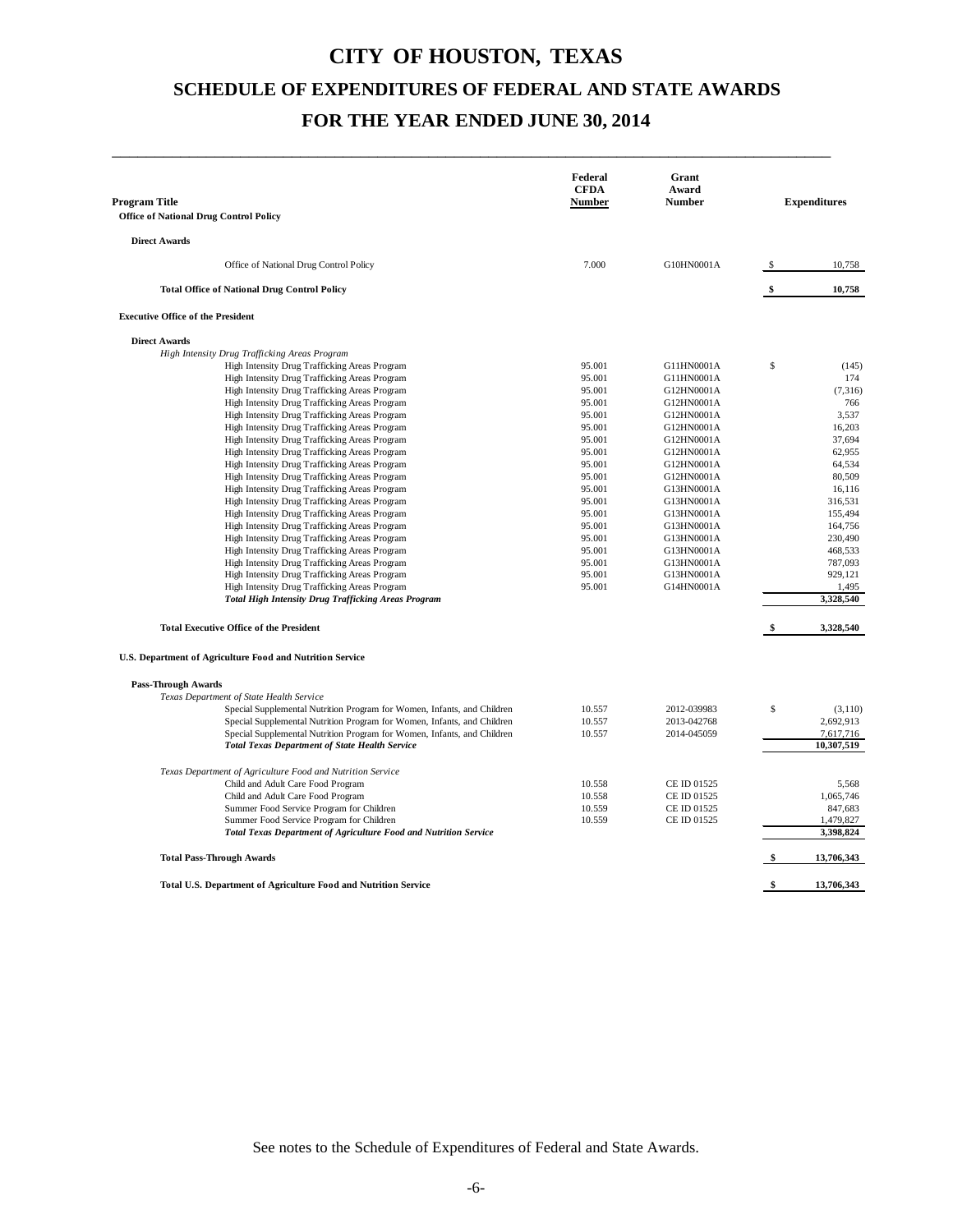# CITY OF HOUSTON, TEXAS

## SCHEDULE OF EXPENDITURES OF FEDERAL AND STATE AWARDS

## FOR THE YEAR ENDED JUNE 30, 2014

| Program Title | Federal CFDA Number | Grant Award Number | Expenditures |
|---|---|---|---|
| **Office of National Drug Control Policy** | | | |
| **Direct Awards** | | | |
| Office of National Drug Control Policy | 7.000 | G10HN0001A | $ 10,758 |
| **Total Office of National Drug Control Policy** | | | **$ 10,758** |
| **Executive Office of the President** | | | |
| **Direct Awards** | | | |
| *High Intensity Drug Trafficking Areas Program* | | | |
| High Intensity Drug Trafficking Areas Program | 95.001 | G11HN0001A | $ (145) |
| High Intensity Drug Trafficking Areas Program | 95.001 | G11HN0001A | 174 |
| High Intensity Drug Trafficking Areas Program | 95.001 | G12HN0001A | (7,316) |
| High Intensity Drug Trafficking Areas Program | 95.001 | G12HN0001A | 766 |
| High Intensity Drug Trafficking Areas Program | 95.001 | G12HN0001A | 3,537 |
| High Intensity Drug Trafficking Areas Program | 95.001 | G12HN0001A | 16,203 |
| High Intensity Drug Trafficking Areas Program | 95.001 | G12HN0001A | 37,694 |
| High Intensity Drug Trafficking Areas Program | 95.001 | G12HN0001A | 62,955 |
| High Intensity Drug Trafficking Areas Program | 95.001 | G12HN0001A | 64,534 |
| High Intensity Drug Trafficking Areas Program | 95.001 | G12HN0001A | 80,509 |
| High Intensity Drug Trafficking Areas Program | 95.001 | G13HN0001A | 16,116 |
| High Intensity Drug Trafficking Areas Program | 95.001 | G13HN0001A | 316,531 |
| High Intensity Drug Trafficking Areas Program | 95.001 | G13HN0001A | 155,494 |
| High Intensity Drug Trafficking Areas Program | 95.001 | G13HN0001A | 164,756 |
| High Intensity Drug Trafficking Areas Program | 95.001 | G13HN0001A | 230,490 |
| High Intensity Drug Trafficking Areas Program | 95.001 | G13HN0001A | 468,533 |
| High Intensity Drug Trafficking Areas Program | 95.001 | G13HN0001A | 787,093 |
| High Intensity Drug Trafficking Areas Program | 95.001 | G13HN0001A | 929,121 |
| High Intensity Drug Trafficking Areas Program | 95.001 | G14HN0001A | 1,495 |
| ***Total High Intensity Drug Trafficking Areas Program*** | | | **3,328,540** |
| **Total Executive Office of the President** | | | **$ 3,328,540** |
| **U.S. Department of Agriculture Food and Nutrition Service** | | | |
| **Pass-Through Awards** | | | |
| *Texas Department of State Health Service* | | | |
| Special Supplemental Nutrition Program for Women, Infants, and Children | 10.557 | 2012-039983 | $ (3,110) |
| Special Supplemental Nutrition Program for Women, Infants, and Children | 10.557 | 2013-042768 | 2,692,913 |
| Special Supplemental Nutrition Program for Women, Infants, and Children | 10.557 | 2014-045059 | 7,617,716 |
| ***Total Texas Department of State Health Service*** | | | **10,307,519** |
| *Texas Department of Agriculture Food and Nutrition Service* | | | |
| Child and Adult Care Food Program | 10.558 | CE ID 01525 | 5,568 |
| Child and Adult Care Food Program | 10.558 | CE ID 01525 | 1,065,746 |
| Summer Food Service Program for Children | 10.559 | CE ID 01525 | 847,683 |
| Summer Food Service Program for Children | 10.559 | CE ID 01525 | 1,479,827 |
| ***Total Texas Department of Agriculture Food and Nutrition Service*** | | | **3,398,824** |
| **Total Pass-Through Awards** | | | **$ 13,706,343** |
| **Total U.S. Department of Agriculture Food and Nutrition Service** | | | **$ 13,706,343** |

See notes to the Schedule of Expenditures of Federal and State Awards.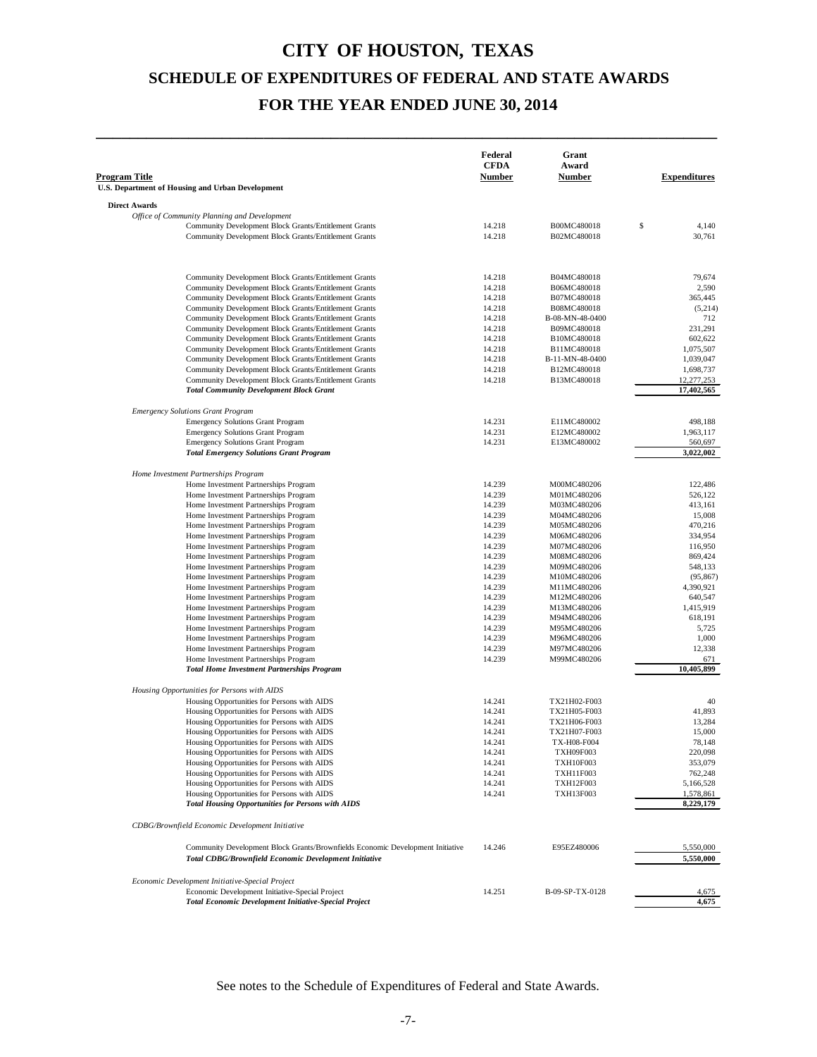# CITY OF HOUSTON, TEXAS

## SCHEDULE OF EXPENDITURES OF FEDERAL AND STATE AWARDS

## FOR THE YEAR ENDED JUNE 30, 2014

| Program Title | Federal CFDA Number | Grant Award Number | Expenditures |
|---|---|---|---|
| **U.S. Department of Housing and Urban Development** | | | |
| **Direct Awards** | | | |
| *Office of Community Planning and Development* | | | |
| Community Development Block Grants/Entitlement Grants | 14.218 | B00MC480018 | $ 4,140 |
| Community Development Block Grants/Entitlement Grants | 14.218 | B02MC480018 | 30,761 |
| Community Development Block Grants/Entitlement Grants | 14.218 | B04MC480018 | 79,674 |
| Community Development Block Grants/Entitlement Grants | 14.218 | B06MC480018 | 2,590 |
| Community Development Block Grants/Entitlement Grants | 14.218 | B07MC480018 | 365,445 |
| Community Development Block Grants/Entitlement Grants | 14.218 | B08MC480018 | (5,214) |
| Community Development Block Grants/Entitlement Grants | 14.218 | B-08-MN-48-0400 | 712 |
| Community Development Block Grants/Entitlement Grants | 14.218 | B09MC480018 | 231,291 |
| Community Development Block Grants/Entitlement Grants | 14.218 | B10MC480018 | 602,622 |
| Community Development Block Grants/Entitlement Grants | 14.218 | B11MC480018 | 1,075,507 |
| Community Development Block Grants/Entitlement Grants | 14.218 | B-11-MN-48-0400 | 1,039,047 |
| Community Development Block Grants/Entitlement Grants | 14.218 | B12MC480018 | 1,698,737 |
| Community Development Block Grants/Entitlement Grants | 14.218 | B13MC480018 | 12,277,253 |
| ***Total Community Development Block Grant*** | | | **17,402,565** |
| *Emergency Solutions Grant Program* | | | |
| Emergency Solutions Grant Program | 14.231 | E11MC480002 | 498,188 |
| Emergency Solutions Grant Program | 14.231 | E12MC480002 | 1,963,117 |
| Emergency Solutions Grant Program | 14.231 | E13MC480002 | 560,697 |
| ***Total Emergency Solutions Grant Program*** | | | **3,022,002** |
| *Home Investment Partnerships Program* | | | |
| Home Investment Partnerships Program | 14.239 | M00MC480206 | 122,486 |
| Home Investment Partnerships Program | 14.239 | M01MC480206 | 526,122 |
| Home Investment Partnerships Program | 14.239 | M03MC480206 | 413,161 |
| Home Investment Partnerships Program | 14.239 | M04MC480206 | 15,008 |
| Home Investment Partnerships Program | 14.239 | M05MC480206 | 470,216 |
| Home Investment Partnerships Program | 14.239 | M06MC480206 | 334,954 |
| Home Investment Partnerships Program | 14.239 | M07MC480206 | 116,950 |
| Home Investment Partnerships Program | 14.239 | M08MC480206 | 869,424 |
| Home Investment Partnerships Program | 14.239 | M09MC480206 | 548,133 |
| Home Investment Partnerships Program | 14.239 | M10MC480206 | (95,867) |
| Home Investment Partnerships Program | 14.239 | M11MC480206 | 4,390,921 |
| Home Investment Partnerships Program | 14.239 | M12MC480206 | 640,547 |
| Home Investment Partnerships Program | 14.239 | M13MC480206 | 1,415,919 |
| Home Investment Partnerships Program | 14.239 | M94MC480206 | 618,191 |
| Home Investment Partnerships Program | 14.239 | M95MC480206 | 5,725 |
| Home Investment Partnerships Program | 14.239 | M96MC480206 | 1,000 |
| Home Investment Partnerships Program | 14.239 | M97MC480206 | 12,338 |
| Home Investment Partnerships Program | 14.239 | M99MC480206 | 671 |
| ***Total Home Investment Partnerships Program*** | | | **10,405,899** |
| *Housing Opportunities for Persons with AIDS* | | | |
| Housing Opportunities for Persons with AIDS | 14.241 | TX21H02-F003 | 40 |
| Housing Opportunities for Persons with AIDS | 14.241 | TX21H05-F003 | 41,893 |
| Housing Opportunities for Persons with AIDS | 14.241 | TX21H06-F003 | 13,284 |
| Housing Opportunities for Persons with AIDS | 14.241 | TX21H07-F003 | 15,000 |
| Housing Opportunities for Persons with AIDS | 14.241 | TX-H08-F004 | 78,148 |
| Housing Opportunities for Persons with AIDS | 14.241 | TXH09F003 | 220,098 |
| Housing Opportunities for Persons with AIDS | 14.241 | TXH10F003 | 353,079 |
| Housing Opportunities for Persons with AIDS | 14.241 | TXH11F003 | 762,248 |
| Housing Opportunities for Persons with AIDS | 14.241 | TXH12F003 | 5,166,528 |
| Housing Opportunities for Persons with AIDS | 14.241 | TXH13F003 | 1,578,861 |
| ***Total Housing Opportunities for Persons with AIDS*** | | | **8,229,179** |
| *CDBG/Brownfield Economic Development Initiative* | | | |
| Community Development Block Grants/Brownfields Economic Development Initiative | 14.246 | E95EZ480006 | 5,550,000 |
| ***Total CDBG/Brownfield Economic Development Initiative*** | | | **5,550,000** |
| *Economic Development Initiative-Special Project* | | | |
| Economic Development Initiative-Special Project | 14.251 | B-09-SP-TX-0128 | 4,675 |
| ***Total Economic Development Initiative-Special Project*** | | | **4,675** |

See notes to the Schedule of Expenditures of Federal and State Awards.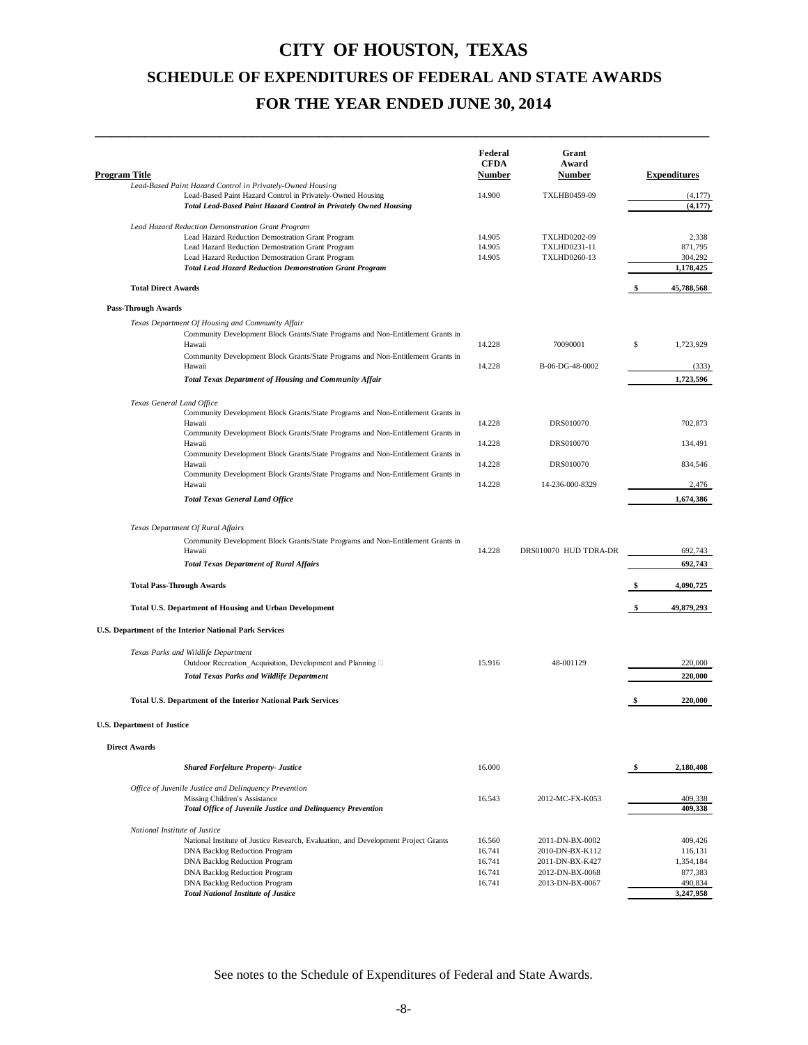# CITY OF HOUSTON, TEXAS

## SCHEDULE OF EXPENDITURES OF FEDERAL AND STATE AWARDS

## FOR THE YEAR ENDED JUNE 30, 2014

| Program Title | Federal CFDA Number | Grant Award Number | Expenditures |
|---|---|---|---|
| *Lead-Based Paint Hazard Control in Privately-Owned Housing* | | | |
| Lead-Based Paint Hazard Control in Privately-Owned Housing | 14.900 | TXLHB0459-09 | (4,177) |
| ***Total Lead-Based Paint Hazard Control in Privately Owned Housing*** | | | **(4,177)** |
| *Lead Hazard Reduction Demonstration Grant Program* | | | |
| Lead Hazard Reduction Demostration Grant Program | 14.905 | TXLHD0202-09 | 2,338 |
| Lead Hazard Reduction Demostration Grant Program | 14.905 | TXLHD0231-11 | 871,795 |
| Lead Hazard Reduction Demostration Grant Program | 14.905 | TXLHD0260-13 | 304,292 |
| ***Total Lead Hazard Reduction Demonstration Grant Program*** | | | **1,178,425** |
| **Total Direct Awards** | | | **$ 45,788,568** |
| **Pass-Through Awards** | | | |
| *Texas Department Of Housing and Community Affair* | | | |
| Community Development Block Grants/State Programs and Non-Entitlement Grants in Hawaii | 14.228 | 70090001 | $ 1,723,929 |
| Community Development Block Grants/State Programs and Non-Entitlement Grants in Hawaii | 14.228 | B-06-DG-48-0002 | (333) |
| ***Total Texas Department of Housing and Community Affair*** | | | **1,723,596** |
| *Texas General Land Office* | | | |
| Community Development Block Grants/State Programs and Non-Entitlement Grants in Hawaii | 14.228 | DRS010070 | 702,873 |
| Community Development Block Grants/State Programs and Non-Entitlement Grants in Hawaii | 14.228 | DRS010070 | 134,491 |
| Community Development Block Grants/State Programs and Non-Entitlement Grants in Hawaii | 14.228 | DRS010070 | 834,546 |
| Community Development Block Grants/State Programs and Non-Entitlement Grants in Hawaii | 14.228 | 14-236-000-8329 | 2,476 |
| ***Total Texas General Land Office*** | | | **1,674,386** |
| *Texas Department Of Rural Affairs* | | | |
| Community Development Block Grants/State Programs and Non-Entitlement Grants in Hawaii | 14.228 | DRS010070 HUD TDRA-DR | 692,743 |
| ***Total Texas Department of Rural Affairs*** | | | **692,743** |
| **Total Pass-Through Awards** | | | **$ 4,090,725** |
| **Total U.S. Department of Housing and Urban Development** | | | **$ 49,879,293** |
| **U.S. Department of the Interior National Park Services** | | | |
| *Texas Parks and Wildlife Department* | | | |
| Outdoor Recreation_Acquisition, Development and Planning | 15.916 | 48-001129 | 220,000 |
| ***Total Texas Parks and Wildlife Department*** | | | **220,000** |
| **Total U.S. Department of the Interior National Park Services** | | | **$ 220,000** |
| **U.S. Department of Justice** | | | |
| **Direct Awards** | | | |
| ***Shared Forfeiture Property- Justice*** | 16.000 | | **$ 2,180,408** |
| *Office of Juvenile Justice and Delinquency Prevention* | | | |
| Missing Children's Assistance | 16.543 | 2012-MC-FX-K053 | 409,338 |
| ***Total Office of Juvenile Justice and Delinquency Prevention*** | | | **409,338** |
| *National Institute of Justice* | | | |
| National Institute of Justice Research, Evaluation, and Development Project Grants | 16.560 | 2011-DN-BX-0002 | 409,426 |
| DNA Backlog Reduction Program | 16.741 | 2010-DN-BX-K112 | 116,131 |
| DNA Backlog Reduction Program | 16.741 | 2011-DN-BX-K427 | 1,354,184 |
| DNA Backlog Reduction Program | 16.741 | 2012-DN-BX-0068 | 877,383 |
| DNA Backlog Reduction Program | 16.741 | 2013-DN-BX-0067 | 490,834 |
| ***Total National Institute of Justice*** | | | **3,247,958** |

See notes to the Schedule of Expenditures of Federal and State Awards.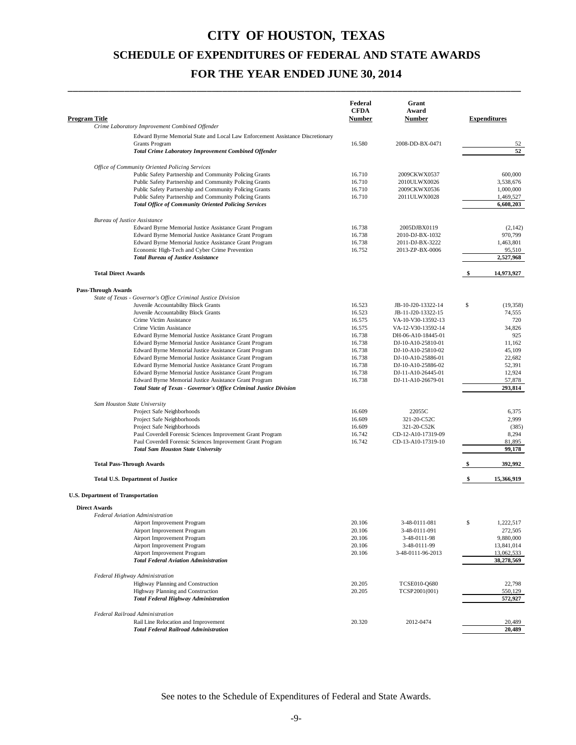# CITY OF HOUSTON, TEXAS

## SCHEDULE OF EXPENDITURES OF FEDERAL AND STATE AWARDS

## FOR THE YEAR ENDED JUNE 30, 2014

| Program Title | Federal CFDA Number | Grant Award Number | Expenditures |
|---|---|---|---|
| *Crime Laboratory Improvement Combined Offender* | | | |
| Edward Byrne Memorial State and Local Law Enforcement Assistance Discretionary Grants Program | 16.580 | 2008-DD-BX-0471 | 52 |
| ***Total Crime Laboratory Improvement Combined Offender*** | | | **52** |
| *Office of Community Oriented Policing Services* | | | |
| Public Safety Partnership and Community Policing Grants | 16.710 | 2009CKWX0537 | 600,000 |
| Public Safety Partnership and Community Policing Grants | 16.710 | 2010ULWX0026 | 3,538,676 |
| Public Safety Partnership and Community Policing Grants | 16.710 | 2009CKWX0536 | 1,000,000 |
| Public Safety Partnership and Community Policing Grants | 16.710 | 2011ULWX0028 | 1,469,527 |
| ***Total Office of Community Oriented Policing Services*** | | | **6,608,203** |
| *Bureau of Justice Assistance* | | | |
| Edward Byrne Memorial Justice Assistance Grant Program | 16.738 | 2005DJBX0119 | (2,142) |
| Edward Byrne Memorial Justice Assistance Grant Program | 16.738 | 2010-DJ-BX-1032 | 970,799 |
| Edward Byrne Memorial Justice Assistance Grant Program | 16.738 | 2011-DJ-BX-3222 | 1,463,801 |
| Economic High-Tech and Cyber Crime Prevention | 16.752 | 2013-ZP-BX-0006 | 95,510 |
| ***Total Bureau of Justice Assistance*** | | | **2,527,968** |
| **Total Direct Awards** | | | **$ 14,973,927** |
| **Pass-Through Awards** | | | |
| *State of Texas - Governor's Office Criminal Justice Division* | | | |
| Juvenile Accountability Block Grants | 16.523 | JB-10-J20-13322-14 | $ (19,358) |
| Juvenile Accountability Block Grants | 16.523 | JB-11-J20-13322-15 | 74,555 |
| Crime Victim Assistance | 16.575 | VA-10-V30-13592-13 | 720 |
| Crime Victim Assistance | 16.575 | VA-12-V30-13592-14 | 34,826 |
| Edward Byrne Memorial Justice Assistance Grant Program | 16.738 | DH-06-A10-18445-01 | 925 |
| Edward Byrne Memorial Justice Assistance Grant Program | 16.738 | DJ-10-A10-25810-01 | 11,162 |
| Edward Byrne Memorial Justice Assistance Grant Program | 16.738 | DJ-10-A10-25810-02 | 45,109 |
| Edward Byrne Memorial Justice Assistance Grant Program | 16.738 | DJ-10-A10-25886-01 | 22,682 |
| Edward Byrne Memorial Justice Assistance Grant Program | 16.738 | DJ-10-A10-25886-02 | 52,391 |
| Edward Byrne Memorial Justice Assistance Grant Program | 16.738 | DJ-11-A10-26445-01 | 12,924 |
| Edward Byrne Memorial Justice Assistance Grant Program | 16.738 | DJ-11-A10-26679-01 | 57,878 |
| ***Total State of Texas - Governor's Office Criminal Justice Division*** | | | **293,814** |
| *Sam Houston State University* | | | |
| Project Safe Neighborhoods | 16.609 | 22055C | 6,375 |
| Project Safe Neighborhoods | 16.609 | 321-20-C52C | 2,999 |
| Project Safe Neighborhoods | 16.609 | 321-20-C52K | (385) |
| Paul Coverdell Forensic Sciences Improvement Grant Program | 16.742 | CD-12-A10-17319-09 | 8,294 |
| Paul Coverdell Forensic Sciences Improvement Grant Program | 16.742 | CD-13-A10-17319-10 | 81,895 |
| ***Total Sam Houston State University*** | | | **99,178** |
| **Total Pass-Through Awards** | | | **$ 392,992** |
| **Total U.S. Department of Justice** | | | **$ 15,366,919** |
| **U.S. Department of Transportation** | | | |
| **Direct Awards** | | | |
| *Federal Aviation Administration* | | | |
| Airport Improvement Program | 20.106 | 3-48-0111-081 | $ 1,222,517 |
| Airport Improvement Program | 20.106 | 3-48-0111-091 | 272,505 |
| Airport Improvement Program | 20.106 | 3-48-0111-98 | 9,880,000 |
| Airport Improvement Program | 20.106 | 3-48-0111-99 | 13,841,014 |
| Airport Improvement Program | 20.106 | 3-48-0111-96-2013 | 13,062,533 |
| ***Total Federal Aviation Administration*** | | | **38,278,569** |
| *Federal Highway Administration* | | | |
| Highway Planning and Construction | 20.205 | TCSE010-Q680 | 22,798 |
| Highway Planning and Construction | 20.205 | TCSP2001(001) | 550,129 |
| ***Total Federal Highway Administration*** | | | **572,927** |
| *Federal Railroad Administration* | | | |
| Rail Line Relocation and Improvement | 20.320 | 2012-0474 | 20,489 |
| ***Total Federal Railroad Administration*** | | | **20,489** |

See notes to the Schedule of Expenditures of Federal and State Awards.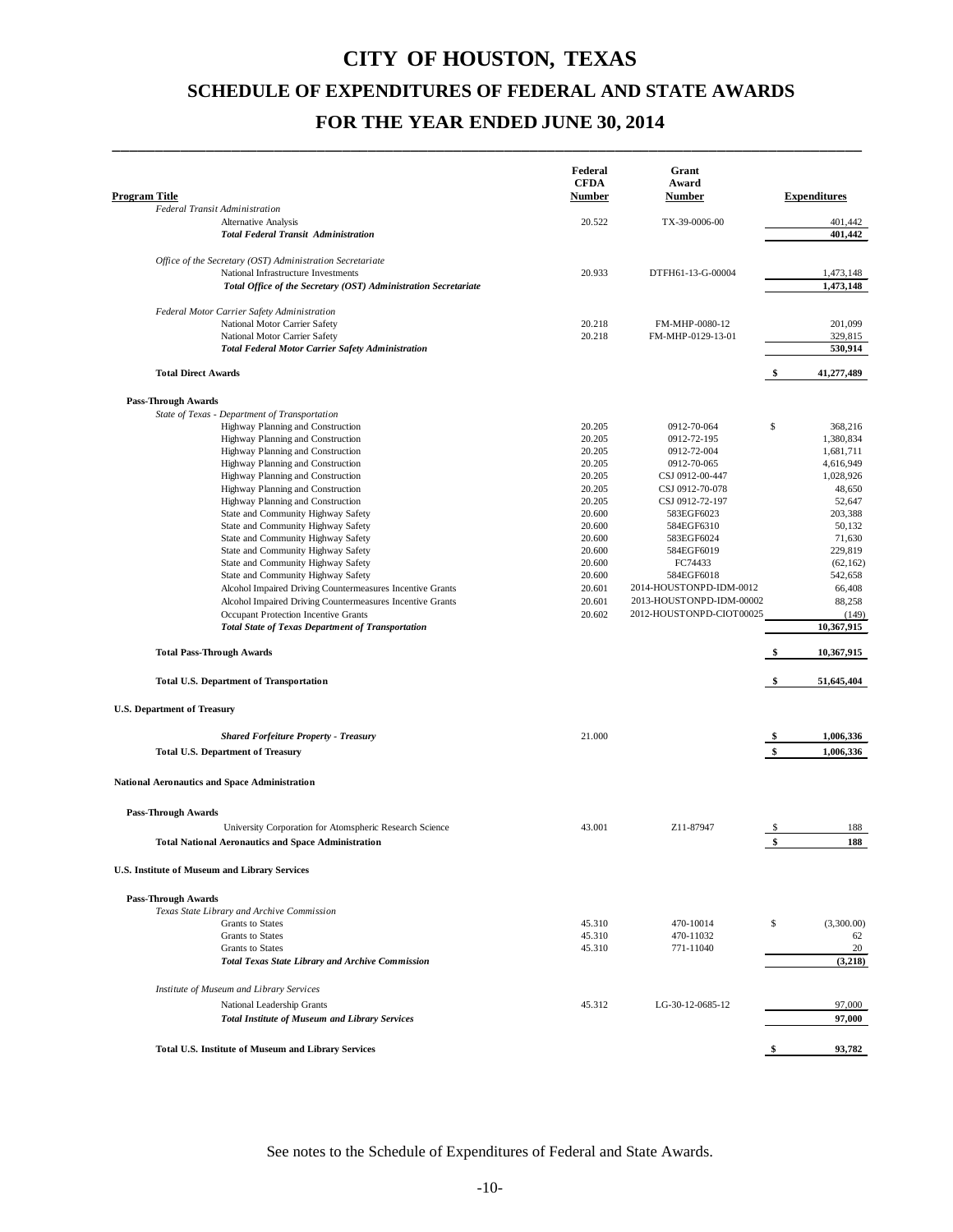# CITY OF HOUSTON, TEXAS

## SCHEDULE OF EXPENDITURES OF FEDERAL AND STATE AWARDS

## FOR THE YEAR ENDED JUNE 30, 2014

| Program Title | Federal CFDA Number | Grant Award Number | Expenditures |
|---|---|---|---|
| *Federal Transit Administration* | | | |
| Alternative Analysis | 20.522 | TX-39-0006-00 | 401,442 |
| ***Total Federal Transit Administration*** | | | **401,442** |
| *Office of the Secretary (OST) Administration Secretariate* | | | |
| National Infrastructure Investments | 20.933 | DTFH61-13-G-00004 | 1,473,148 |
| ***Total Office of the Secretary (OST) Administration Secretariate*** | | | **1,473,148** |
| *Federal Motor Carrier Safety Administration* | | | |
| National Motor Carrier Safety | 20.218 | FM-MHP-0080-12 | 201,099 |
| National Motor Carrier Safety | 20.218 | FM-MHP-0129-13-01 | 329,815 |
| ***Total Federal Motor Carrier Safety Administration*** | | | **530,914** |
| **Total Direct Awards** | | | **$ 41,277,489** |
| **Pass-Through Awards** | | | |
| *State of Texas - Department of Transportation* | | | |
| Highway Planning and Construction | 20.205 | 0912-70-064 | $ 368,216 |
| Highway Planning and Construction | 20.205 | 0912-72-195 | 1,380,834 |
| Highway Planning and Construction | 20.205 | 0912-72-004 | 1,681,711 |
| Highway Planning and Construction | 20.205 | 0912-70-065 | 4,616,949 |
| Highway Planning and Construction | 20.205 | CSJ 0912-00-447 | 1,028,926 |
| Highway Planning and Construction | 20.205 | CSJ 0912-70-078 | 48,650 |
| Highway Planning and Construction | 20.205 | CSJ 0912-72-197 | 52,647 |
| State and Community Highway Safety | 20.600 | 583EGF6023 | 203,388 |
| State and Community Highway Safety | 20.600 | 584EGF6310 | 50,132 |
| State and Community Highway Safety | 20.600 | 583EGF6024 | 71,630 |
| State and Community Highway Safety | 20.600 | 584EGF6019 | 229,819 |
| State and Community Highway Safety | 20.600 | FC74433 | (62,162) |
| State and Community Highway Safety | 20.600 | 584EGF6018 | 542,658 |
| Alcohol Impaired Driving Countermeasures Incentive Grants | 20.601 | 2014-HOUSTONPD-IDM-0012 | 66,408 |
| Alcohol Impaired Driving Countermeasures Incentive Grants | 20.601 | 2013-HOUSTONPD-IDM-00002 | 88,258 |
| Occupant Protection Incentive Grants | 20.602 | 2012-HOUSTONPD-CIOT00025 | (149) |
| ***Total State of Texas Department of Transportation*** | | | **10,367,915** |
| **Total Pass-Through Awards** | | | **$ 10,367,915** |
| **Total U.S. Department of Transportation** | | | **$ 51,645,404** |
| **U.S. Department of Treasury** | | | |
| ***Shared Forfeiture Property - Treasury*** | 21.000 | | **$ 1,006,336** |
| **Total U.S. Department of Treasury** | | | **$ 1,006,336** |
| **National Aeronautics and Space Administration** | | | |
| **Pass-Through Awards** | | | |
| University Corporation for Atomspheric Research Science | 43.001 | Z11-87947 | $ 188 |
| **Total National Aeronautics and Space Administration** | | | **$ 188** |
| **U.S. Institute of Museum and Library Services** | | | |
| **Pass-Through Awards** | | | |
| *Texas State Library and Archive Commission* | | | |
| Grants to States | 45.310 | 470-10014 | $ (3,300.00) |
| Grants to States | 45.310 | 470-11032 | 62 |
| Grants to States | 45.310 | 771-11040 | 20 |
| ***Total Texas State Library and Archive Commission*** | | | **(3,218)** |
| *Institute of Museum and Library Services* | | | |
| National Leadership Grants | 45.312 | LG-30-12-0685-12 | 97,000 |
| ***Total Institute of Museum and Library Services*** | | | **97,000** |
| **Total U.S. Institute of Museum and Library Services** | | | **$ 93,782** |

See notes to the Schedule of Expenditures of Federal and State Awards.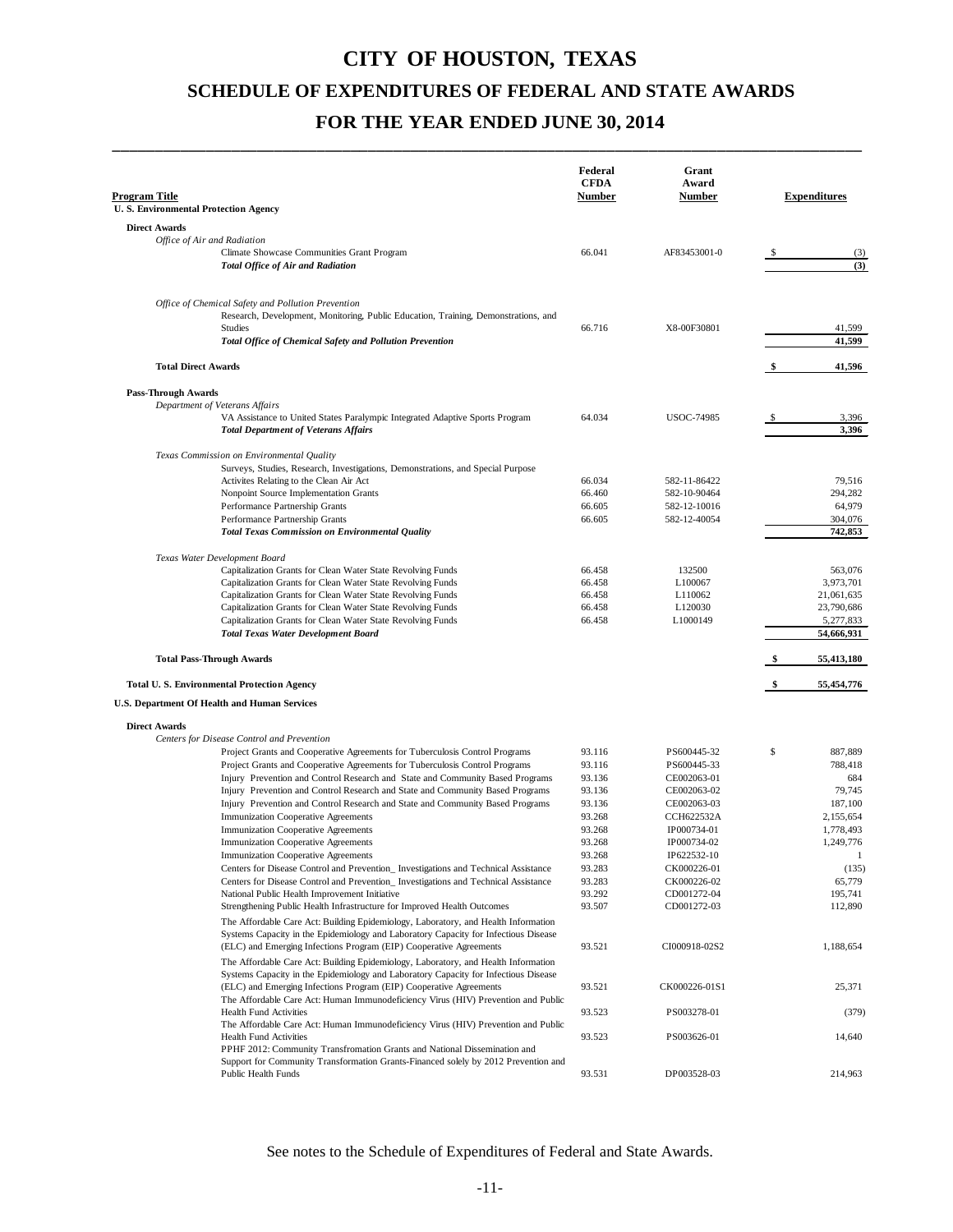# CITY OF HOUSTON, TEXAS

## SCHEDULE OF EXPENDITURES OF FEDERAL AND STATE AWARDS

## FOR THE YEAR ENDED JUNE 30, 2014

| Program Title | Federal CFDA Number | Grant Award Number | Expenditures |
|---|---|---|---|
| **U. S. Environmental Protection Agency** | | | |
| **Direct Awards** | | | |
| *Office of Air and Radiation* | | | |
| Climate Showcase Communities Grant Program | 66.041 | AF83453001-0 | $ (3) |
| ***Total Office of Air and Radiation*** | | | **(3)** |
| *Office of Chemical Safety and Pollution Prevention* | | | |
| Research, Development, Monitoring, Public Education, Training, Demonstrations, and Studies | 66.716 | X8-00F30801 | 41,599 |
| ***Total Office of Chemical Safety and Pollution Prevention*** | | | **41,599** |
| **Total Direct Awards** | | | **$ 41,596** |
| **Pass-Through Awards** | | | |
| *Department of Veterans Affairs* | | | |
| VA Assistance to United States Paralympic Integrated Adaptive Sports Program | 64.034 | USOC-74985 | $ 3,396 |
| ***Total Department of Veterans Affairs*** | | | **3,396** |
| *Texas Commission on Environmental Quality* | | | |
| Surveys, Studies, Research, Investigations, Demonstrations, and Special Purpose Activites Relating to the Clean Air Act | 66.034 | 582-11-86422 | 79,516 |
| Nonpoint Source Implementation Grants | 66.460 | 582-10-90464 | 294,282 |
| Performance Partnership Grants | 66.605 | 582-12-10016 | 64,979 |
| Performance Partnership Grants | 66.605 | 582-12-40054 | 304,076 |
| ***Total Texas Commission on Environmental Quality*** | | | **742,853** |
| *Texas Water Development Board* | | | |
| Capitalization Grants for Clean Water State Revolving Funds | 66.458 | 132500 | 563,076 |
| Capitalization Grants for Clean Water State Revolving Funds | 66.458 | L100067 | 3,973,701 |
| Capitalization Grants for Clean Water State Revolving Funds | 66.458 | L110062 | 21,061,635 |
| Capitalization Grants for Clean Water State Revolving Funds | 66.458 | L120030 | 23,790,686 |
| Capitalization Grants for Clean Water State Revolving Funds | 66.458 | L1000149 | 5,277,833 |
| ***Total Texas Water Development Board*** | | | **54,666,931** |
| **Total Pass-Through Awards** | | | **$ 55,413,180** |
| **Total U. S. Environmental Protection Agency** | | | **$ 55,454,776** |
| **U.S. Department Of Health and Human Services** | | | |
| **Direct Awards** | | | |
| *Centers for Disease Control and Prevention* | | | |
| Project Grants and Cooperative Agreements for Tuberculosis Control Programs | 93.116 | PS600445-32 | $ 887,889 |
| Project Grants and Cooperative Agreements for Tuberculosis Control Programs | 93.116 | PS600445-33 | 788,418 |
| Injury Prevention and Control Research and State and Community Based Programs | 93.136 | CE002063-01 | 684 |
| Injury Prevention and Control Research and State and Community Based Programs | 93.136 | CE002063-02 | 79,745 |
| Injury Prevention and Control Research and State and Community Based Programs | 93.136 | CE002063-03 | 187,100 |
| Immunization Cooperative Agreements | 93.268 | CCH622532A | 2,155,654 |
| Immunization Cooperative Agreements | 93.268 | IP000734-01 | 1,778,493 |
| Immunization Cooperative Agreements | 93.268 | IP000734-02 | 1,249,776 |
| Immunization Cooperative Agreements | 93.268 | IP622532-10 | 1 |
| Centers for Disease Control and Prevention_ Investigations and Technical Assistance | 93.283 | CK000226-01 | (135) |
| Centers for Disease Control and Prevention_ Investigations and Technical Assistance | 93.283 | CK000226-02 | 65,779 |
| National Public Health Improvement Initiative | 93.292 | CD001272-04 | 195,741 |
| Strengthening Public Health Infrastructure for Improved Health Outcomes | 93.507 | CD001272-03 | 112,890 |
| The Affordable Care Act: Building Epidemiology, Laboratory, and Health Information Systems Capacity in the Epidemiology and Laboratory Capacity for Infectious Disease (ELC) and Emerging Infections Program (EIP) Cooperative Agreements | 93.521 | CI000918-02S2 | 1,188,654 |
| The Affordable Care Act: Building Epidemiology, Laboratory, and Health Information Systems Capacity in the Epidemiology and Laboratory Capacity for Infectious Disease (ELC) and Emerging Infections Program (EIP) Cooperative Agreements | 93.521 | CK000226-01S1 | 25,371 |
| The Affordable Care Act: Human Immunodeficiency Virus (HIV) Prevention and Public Health Fund Activities | 93.523 | PS003278-01 | (379) |
| The Affordable Care Act: Human Immunodeficiency Virus (HIV) Prevention and Public Health Fund Activities | 93.523 | PS003626-01 | 14,640 |
| PPHF 2012: Community Transfromation Grants and National Dissemination and Support for Community Transformation Grants-Financed solely by 2012 Prevention and Public Health Funds | 93.531 | DP003528-03 | 214,963 |

See notes to the Schedule of Expenditures of Federal and State Awards.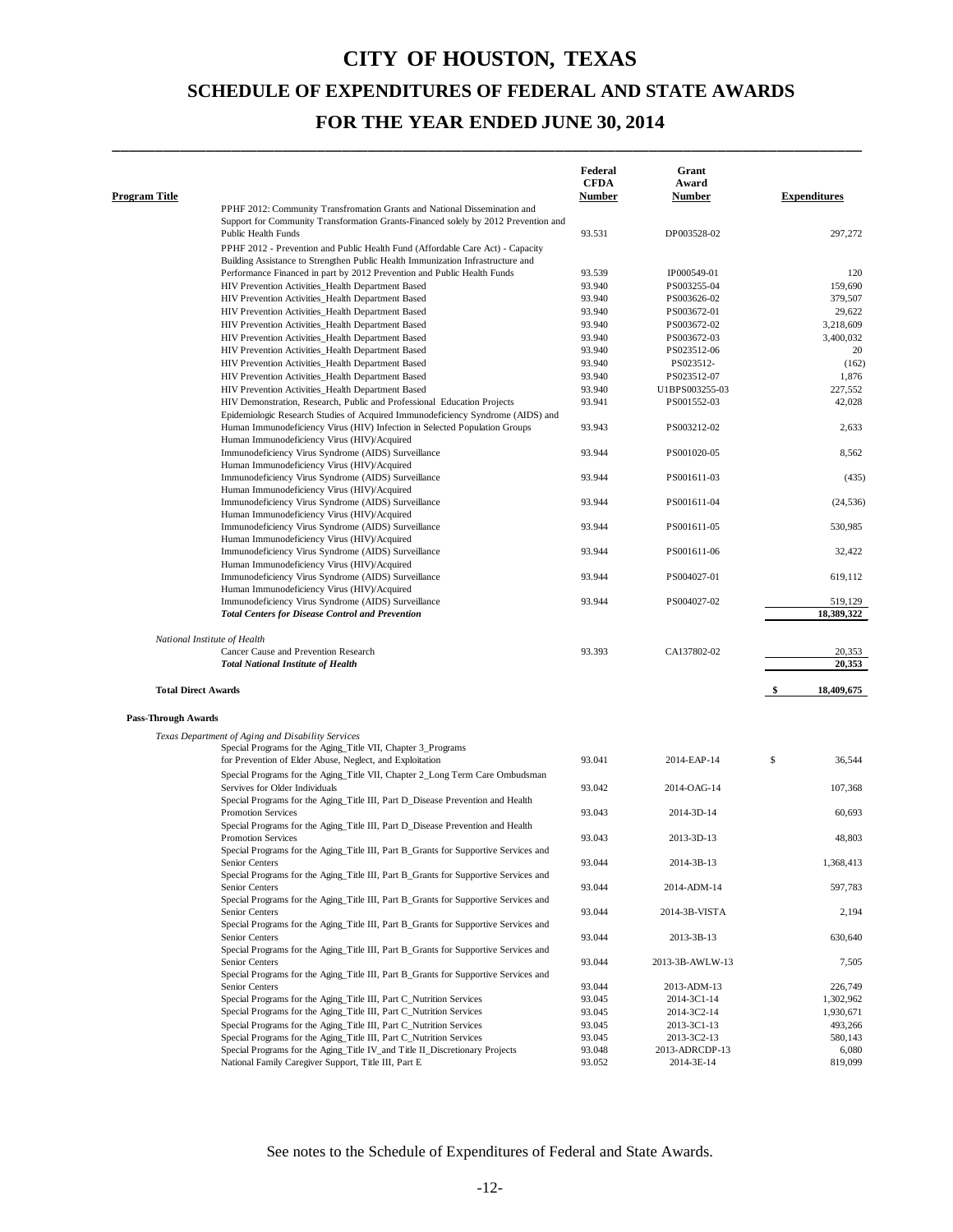# CITY OF HOUSTON, TEXAS

## SCHEDULE OF EXPENDITURES OF FEDERAL AND STATE AWARDS

## FOR THE YEAR ENDED JUNE 30, 2014

| Program Title | Federal CFDA Number | Grant Award Number | Expenditures |
|---|---|---|---|
| PPHF 2012: Community Transfromation Grants and National Dissemination and Support for Community Transformation Grants-Financed solely by 2012 Prevention and Public Health Funds | 93.531 | DP003528-02 | 297,272 |
| PPHF 2012 - Prevention and Public Health Fund (Affordable Care Act) - Capacity Building Assistance to Strengthen Public Health Immunization Infrastructure and Performance Financed in part by 2012 Prevention and Public Health Funds | 93.539 | IP000549-01 | 120 |
| HIV Prevention Activities_Health Department Based | 93.940 | PS003255-04 | 159,690 |
| HIV Prevention Activities_Health Department Based | 93.940 | PS003626-02 | 379,507 |
| HIV Prevention Activities_Health Department Based | 93.940 | PS003672-01 | 29,622 |
| HIV Prevention Activities_Health Department Based | 93.940 | PS003672-02 | 3,218,609 |
| HIV Prevention Activities_Health Department Based | 93.940 | PS003672-03 | 3,400,032 |
| HIV Prevention Activities_Health Department Based | 93.940 | PS023512-06 | 20 |
| HIV Prevention Activities_Health Department Based | 93.940 | PS023512- | (162) |
| HIV Prevention Activities_Health Department Based | 93.940 | PS023512-07 | 1,876 |
| HIV Prevention Activities_Health Department Based | 93.940 | U1BPS003255-03 | 227,552 |
| HIV Demonstration, Research, Public and Professional Education Projects | 93.941 | PS001552-03 | 42,028 |
| Epidemiologic Research Studies of Acquired Immunodeficiency Syndrome (AIDS) and Human Immunodeficiency Virus (HIV) Infection in Selected Population Groups | 93.943 | PS003212-02 | 2,633 |
| Human Immunodeficiency Virus (HIV)/Acquired Immunodeficiency Virus Syndrome (AIDS) Surveillance | 93.944 | PS001020-05 | 8,562 |
| Human Immunodeficiency Virus (HIV)/Acquired Immunodeficiency Virus Syndrome (AIDS) Surveillance | 93.944 | PS001611-03 | (435) |
| Human Immunodeficiency Virus (HIV)/Acquired Immunodeficiency Virus Syndrome (AIDS) Surveillance | 93.944 | PS001611-04 | (24,536) |
| Human Immunodeficiency Virus (HIV)/Acquired Immunodeficiency Virus Syndrome (AIDS) Surveillance | 93.944 | PS001611-05 | 530,985 |
| Human Immunodeficiency Virus (HIV)/Acquired Immunodeficiency Virus Syndrome (AIDS) Surveillance | 93.944 | PS001611-06 | 32,422 |
| Human Immunodeficiency Virus (HIV)/Acquired Immunodeficiency Virus Syndrome (AIDS) Surveillance | 93.944 | PS004027-01 | 619,112 |
| Human Immunodeficiency Virus (HIV)/Acquired Immunodeficiency Virus Syndrome (AIDS) Surveillance | 93.944 | PS004027-02 | 519,129 |
| ***Total Centers for Disease Control and Prevention*** | | | **18,389,322** |
| *National Institute of Health* | | | |
| Cancer Cause and Prevention Research | 93.393 | CA137802-02 | 20,353 |
| ***Total National Institute of Health*** | | | **20,353** |
| **Total Direct Awards** | | | **$ 18,409,675** |
| **Pass-Through Awards** | | | |
| *Texas Department of Aging and Disability Services* | | | |
| Special Programs for the Aging_Title VII, Chapter 3_Programs for Prevention of Elder Abuse, Neglect, and Exploitation | 93.041 | 2014-EAP-14 | $ 36,544 |
| Special Programs for the Aging_Title VII, Chapter 2_Long Term Care Ombudsman Servives for Older Individuals | 93.042 | 2014-OAG-14 | 107,368 |
| Special Programs for the Aging_Title III, Part D_Disease Prevention and Health Promotion Services | 93.043 | 2014-3D-14 | 60,693 |
| Special Programs for the Aging_Title III, Part D_Disease Prevention and Health Promotion Services | 93.043 | 2013-3D-13 | 48,803 |
| Special Programs for the Aging_Title III, Part B_Grants for Supportive Services and Senior Centers | 93.044 | 2014-3B-13 | 1,368,413 |
| Special Programs for the Aging_Title III, Part B_Grants for Supportive Services and Senior Centers | 93.044 | 2014-ADM-14 | 597,783 |
| Special Programs for the Aging_Title III, Part B_Grants for Supportive Services and Senior Centers | 93.044 | 2014-3B-VISTA | 2,194 |
| Special Programs for the Aging_Title III, Part B_Grants for Supportive Services and Senior Centers | 93.044 | 2013-3B-13 | 630,640 |
| Special Programs for the Aging_Title III, Part B_Grants for Supportive Services and Senior Centers | 93.044 | 2013-3B-AWLW-13 | 7,505 |
| Special Programs for the Aging_Title III, Part B_Grants for Supportive Services and Senior Centers | 93.044 | 2013-ADM-13 | 226,749 |
| Special Programs for the Aging_Title III, Part C_Nutrition Services | 93.045 | 2014-3C1-14 | 1,302,962 |
| Special Programs for the Aging_Title III, Part C_Nutrition Services | 93.045 | 2014-3C2-14 | 1,930,671 |
| Special Programs for the Aging_Title III, Part C_Nutrition Services | 93.045 | 2013-3C1-13 | 493,266 |
| Special Programs for the Aging_Title III, Part C_Nutrition Services | 93.045 | 2013-3C2-13 | 580,143 |
| Special Programs for the Aging_Title IV_and Title II_Discretionary Projects | 93.048 | 2013-ADRCDP-13 | 6,080 |
| National Family Caregiver Support, Title III, Part E | 93.052 | 2014-3E-14 | 819,099 |

See notes to the Schedule of Expenditures of Federal and State Awards.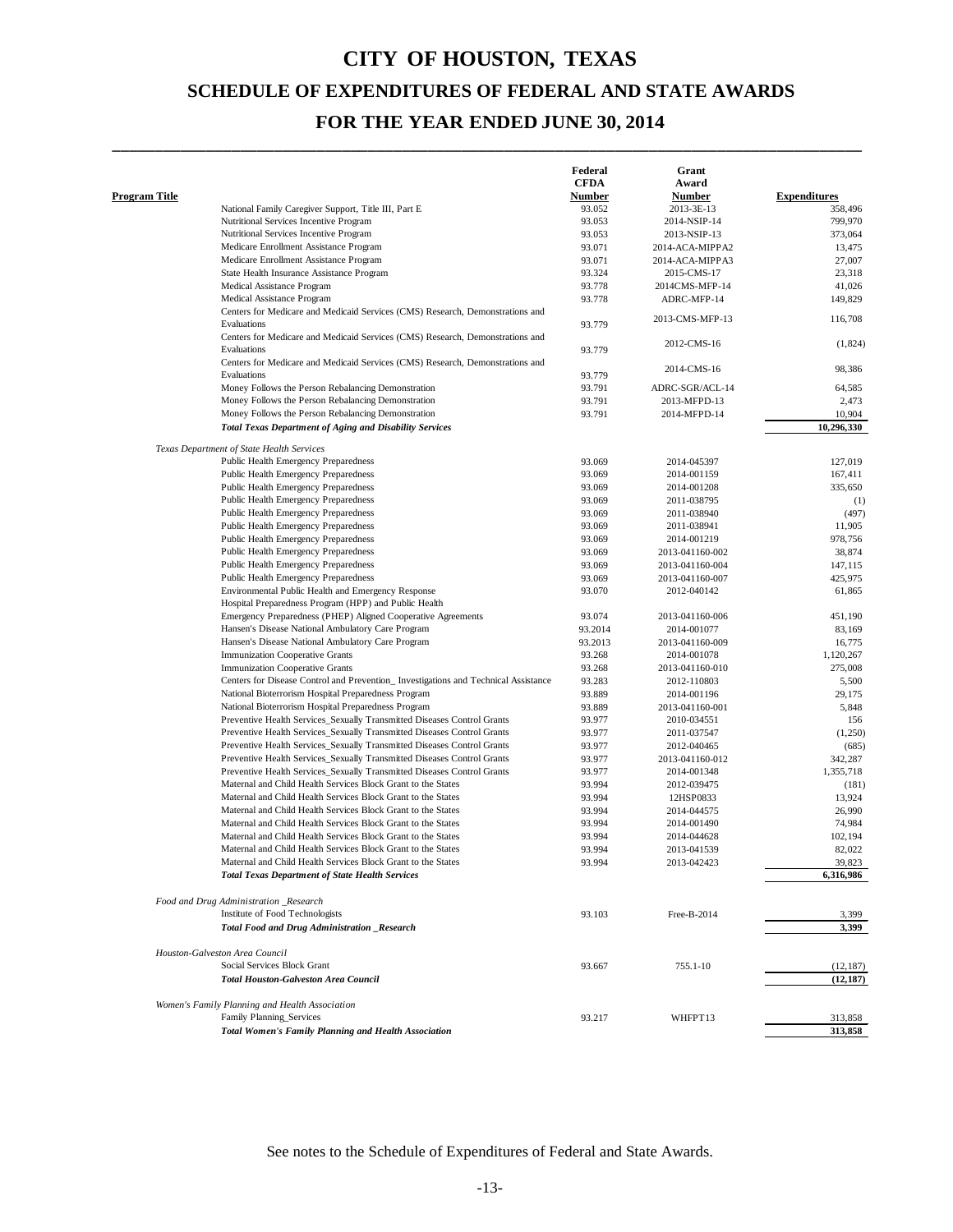# CITY OF HOUSTON, TEXAS

## SCHEDULE OF EXPENDITURES OF FEDERAL AND STATE AWARDS

## FOR THE YEAR ENDED JUNE 30, 2014

| Program Title | Federal CFDA Number | Grant Award Number | Expenditures |
|---|---|---|---|
| National Family Caregiver Support, Title III, Part E | 93.052 | 2013-3E-13 | 358,496 |
| Nutritional Services Incentive Program | 93.053 | 2014-NSIP-14 | 799,970 |
| Nutritional Services Incentive Program | 93.053 | 2013-NSIP-13 | 373,064 |
| Medicare Enrollment Assistance Program | 93.071 | 2014-ACA-MIPPA2 | 13,475 |
| Medicare Enrollment Assistance Program | 93.071 | 2014-ACA-MIPPA3 | 27,007 |
| State Health Insurance Assistance Program | 93.324 | 2015-CMS-17 | 23,318 |
| Medical Assistance Program | 93.778 | 2014CMS-MFP-14 | 41,026 |
| Medical Assistance Program | 93.778 | ADRC-MFP-14 | 149,829 |
| Centers for Medicare and Medicaid Services (CMS) Research, Demonstrations and Evaluations | 93.779 | 2013-CMS-MFP-13 | 116,708 |
| Centers for Medicare and Medicaid Services (CMS) Research, Demonstrations and Evaluations | 93.779 | 2012-CMS-16 | (1,824) |
| Centers for Medicare and Medicaid Services (CMS) Research, Demonstrations and Evaluations | 93.779 | 2014-CMS-16 | 98,386 |
| Money Follows the Person Rebalancing Demonstration | 93.791 | ADRC-SGR/ACL-14 | 64,585 |
| Money Follows the Person Rebalancing Demonstration | 93.791 | 2013-MFPD-13 | 2,473 |
| Money Follows the Person Rebalancing Demonstration | 93.791 | 2014-MFPD-14 | 10,904 |
| ***Total Texas Department of Aging and Disability Services*** | | | **10,296,330** |
| *Texas Department of State Health Services* | | | |
| Public Health Emergency Preparedness | 93.069 | 2014-045397 | 127,019 |
| Public Health Emergency Preparedness | 93.069 | 2014-001159 | 167,411 |
| Public Health Emergency Preparedness | 93.069 | 2014-001208 | 335,650 |
| Public Health Emergency Preparedness | 93.069 | 2011-038795 | (1) |
| Public Health Emergency Preparedness | 93.069 | 2011-038940 | (497) |
| Public Health Emergency Preparedness | 93.069 | 2011-038941 | 11,905 |
| Public Health Emergency Preparedness | 93.069 | 2014-001219 | 978,756 |
| Public Health Emergency Preparedness | 93.069 | 2013-041160-002 | 38,874 |
| Public Health Emergency Preparedness | 93.069 | 2013-041160-004 | 147,115 |
| Public Health Emergency Preparedness | 93.069 | 2013-041160-007 | 425,975 |
| Environmental Public Health and Emergency Response | 93.070 | 2012-040142 | 61,865 |
| Hospital Preparedness Program (HPP) and Public Health Emergency Preparedness (PHEP) Aligned Cooperative Agreements | 93.074 | 2013-041160-006 | 451,190 |
| Hansen's Disease National Ambulatory Care Program | 93.2014 | 2014-001077 | 83,169 |
| Hansen's Disease National Ambulatory Care Program | 93.2013 | 2013-041160-009 | 16,775 |
| Immunization Cooperative Grants | 93.268 | 2014-001078 | 1,120,267 |
| Immunization Cooperative Grants | 93.268 | 2013-041160-010 | 275,008 |
| Centers for Disease Control and Prevention_ Investigations and Technical Assistance | 93.283 | 2012-110803 | 5,500 |
| National Bioterrorism Hospital Preparedness Program | 93.889 | 2014-001196 | 29,175 |
| National Bioterrorism Hospital Preparedness Program | 93.889 | 2013-041160-001 | 5,848 |
| Preventive Health Services_Sexually Transmitted Diseases Control Grants | 93.977 | 2010-034551 | 156 |
| Preventive Health Services_Sexually Transmitted Diseases Control Grants | 93.977 | 2011-037547 | (1,250) |
| Preventive Health Services_Sexually Transmitted Diseases Control Grants | 93.977 | 2012-040465 | (685) |
| Preventive Health Services_Sexually Transmitted Diseases Control Grants | 93.977 | 2013-041160-012 | 342,287 |
| Preventive Health Services_Sexually Transmitted Diseases Control Grants | 93.977 | 2014-001348 | 1,355,718 |
| Maternal and Child Health Services Block Grant to the States | 93.994 | 2012-039475 | (181) |
| Maternal and Child Health Services Block Grant to the States | 93.994 | 12HSP0833 | 13,924 |
| Maternal and Child Health Services Block Grant to the States | 93.994 | 2014-044575 | 26,990 |
| Maternal and Child Health Services Block Grant to the States | 93.994 | 2014-001490 | 74,984 |
| Maternal and Child Health Services Block Grant to the States | 93.994 | 2014-044628 | 102,194 |
| Maternal and Child Health Services Block Grant to the States | 93.994 | 2013-041539 | 82,022 |
| Maternal and Child Health Services Block Grant to the States | 93.994 | 2013-042423 | 39,823 |
| ***Total Texas Department of State Health Services*** | | | **6,316,986** |
| *Food and Drug Administration _Research* | | | |
| Institute of Food Technologists | 93.103 | Free-B-2014 | 3,399 |
| ***Total Food and Drug Administration _Research*** | | | **3,399** |
| *Houston-Galveston Area Council* | | | |
| Social Services Block Grant | 93.667 | 755.1-10 | (12,187) |
| ***Total Houston-Galveston Area Council*** | | | **(12,187)** |
| *Women's Family Planning and Health Association* | | | |
| Family Planning_Services | 93.217 | WHFPT13 | 313,858 |
| ***Total Women's Family Planning and Health Association*** | | | **313,858** |

See notes to the Schedule of Expenditures of Federal and State Awards.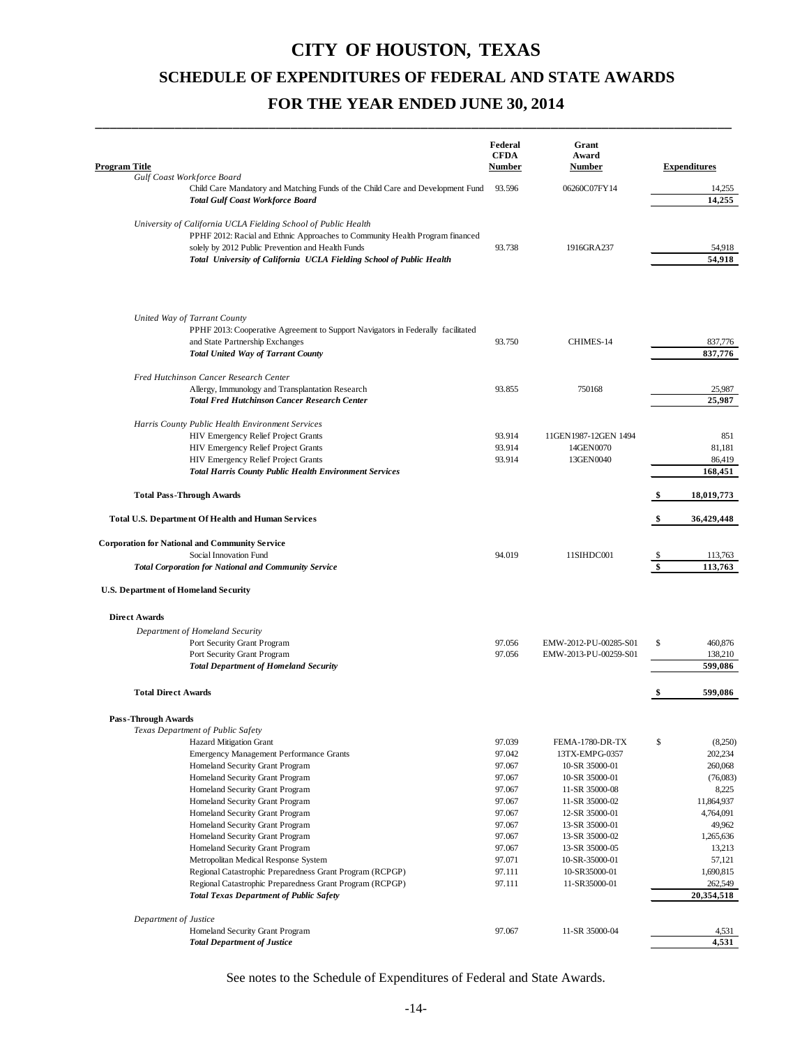# CITY OF HOUSTON, TEXAS

## SCHEDULE OF EXPENDITURES OF FEDERAL AND STATE AWARDS

## FOR THE YEAR ENDED JUNE 30, 2014

| Program Title | Federal CFDA Number | Grant Award Number | Expenditures |
|---|---|---|---|
| *Gulf Coast Workforce Board* | | | |
| Child Care Mandatory and Matching Funds of the Child Care and Development Fund | 93.596 | 06260C07FY14 | 14,255 |
| ***Total Gulf Coast Workforce Board*** | | | **14,255** |
| *University of California UCLA Fielding School of Public Health* | | | |
| PPHF 2012: Racial and Ethnic Approaches to Community Health Program financed solely by 2012 Public Prevention and Health Funds | 93.738 | 1916GRA237 | 54,918 |
| ***Total University of California UCLA Fielding School of Public Health*** | | | **54,918** |
| *United Way of Tarrant County* | | | |
| PPHF 2013: Cooperative Agreement to Support Navigators in Federally facilitated and State Partnership Exchanges | 93.750 | CHIMES-14 | 837,776 |
| ***Total United Way of Tarrant County*** | | | **837,776** |
| *Fred Hutchinson Cancer Research Center* | | | |
| Allergy, Immunology and Transplantation Research | 93.855 | 750168 | 25,987 |
| ***Total Fred Hutchinson Cancer Research Center*** | | | **25,987** |
| *Harris County Public Health Environment Services* | | | |
| HIV Emergency Relief Project Grants | 93.914 | 11GEN1987-12GEN 1494 | 851 |
| HIV Emergency Relief Project Grants | 93.914 | 14GEN0070 | 81,181 |
| HIV Emergency Relief Project Grants | 93.914 | 13GEN0040 | 86,419 |
| ***Total Harris County Public Health Environment Services*** | | | **168,451** |
| **Total Pass-Through Awards** | | | **$ 18,019,773** |
| **Total U.S. Department Of Health and Human Services** | | | **$ 36,429,448** |
| **Corporation for National and Community Service** | | | |
| Social Innovation Fund | 94.019 | 11SIHDC001 | $ 113,763 |
| ***Total Corporation for National and Community Service*** | | | **$ 113,763** |
| **U.S. Department of Homeland Security** | | | |
| **Direct Awards** | | | |
| *Department of Homeland Security* | | | |
| Port Security Grant Program | 97.056 | EMW-2012-PU-00285-S01 | $ 460,876 |
| Port Security Grant Program | 97.056 | EMW-2013-PU-00259-S01 | 138,210 |
| ***Total Department of Homeland Security*** | | | **599,086** |
| **Total Direct Awards** | | | **$ 599,086** |
| **Pass-Through Awards** | | | |
| *Texas Department of Public Safety* | | | |
| Hazard Mitigation Grant | 97.039 | FEMA-1780-DR-TX | $ (8,250) |
| Emergency Management Performance Grants | 97.042 | 13TX-EMPG-0357 | 202,234 |
| Homeland Security Grant Program | 97.067 | 10-SR 35000-01 | 260,068 |
| Homeland Security Grant Program | 97.067 | 10-SR 35000-01 | (76,083) |
| Homeland Security Grant Program | 97.067 | 11-SR 35000-08 | 8,225 |
| Homeland Security Grant Program | 97.067 | 11-SR 35000-02 | 11,864,937 |
| Homeland Security Grant Program | 97.067 | 12-SR 35000-01 | 4,764,091 |
| Homeland Security Grant Program | 97.067 | 13-SR 35000-01 | 49,962 |
| Homeland Security Grant Program | 97.067 | 13-SR 35000-02 | 1,265,636 |
| Homeland Security Grant Program | 97.067 | 13-SR 35000-05 | 13,213 |
| Metropolitan Medical Response System | 97.071 | 10-SR-35000-01 | 57,121 |
| Regional Catastrophic Preparedness Grant Program (RCPGP) | 97.111 | 10-SR35000-01 | 1,690,815 |
| Regional Catastrophic Preparedness Grant Program (RCPGP) | 97.111 | 11-SR35000-01 | 262,549 |
| ***Total Texas Department of Public Safety*** | | | **20,354,518** |
| *Department of Justice* | | | |
| Homeland Security Grant Program | 97.067 | 11-SR 35000-04 | 4,531 |
| ***Total Department of Justice*** | | | **4,531** |

See notes to the Schedule of Expenditures of Federal and State Awards.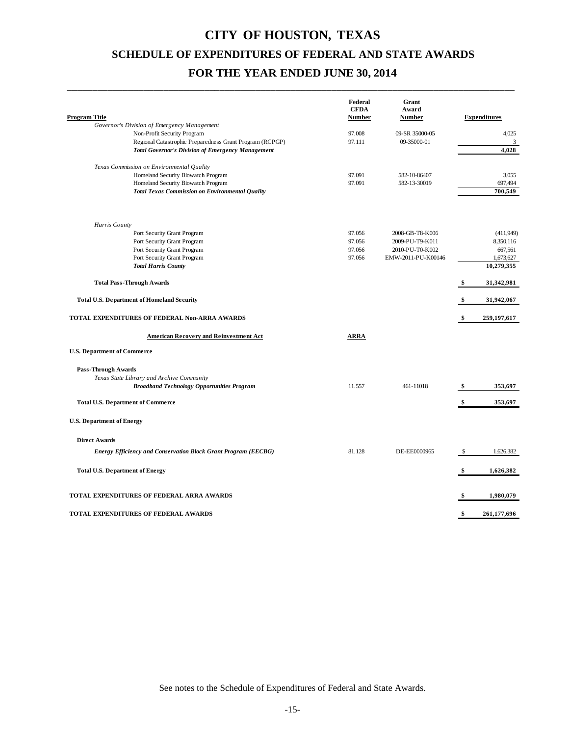# CITY OF HOUSTON, TEXAS

## SCHEDULE OF EXPENDITURES OF FEDERAL AND STATE AWARDS

## FOR THE YEAR ENDED JUNE 30, 2014

| Program Title | Federal CFDA Number | Grant Award Number | Expenditures |
|---|---|---|---|
| *Governor's Division of Emergency Management* | | | |
| Non-Profit Security Program | 97.008 | 09-SR 35000-05 | 4,025 |
| Regional Catastrophic Preparedness Grant Program (RCPGP) | 97.111 | 09-35000-01 | 3 |
| ***Total Governor's Division of Emergency Management*** | | | **4,028** |
| *Texas Commission on Environmental Quality* | | | |
| Homeland Security Biowatch Program | 97.091 | 582-10-86407 | 3,055 |
| Homeland Security Biowatch Program | 97.091 | 582-13-30019 | 697,494 |
| ***Total Texas Commission on Environmental Quality*** | | | **700,549** |
| *Harris County* | | | |
| Port Security Grant Program | 97.056 | 2008-GB-T8-K006 | (411,949) |
| Port Security Grant Program | 97.056 | 2009-PU-T9-K011 | 8,350,116 |
| Port Security Grant Program | 97.056 | 2010-PU-T0-K002 | 667,561 |
| Port Security Grant Program | 97.056 | EMW-2011-PU-K00146 | 1,673,627 |
| ***Total Harris County*** | | | **10,279,355** |
| **Total Pass-Through Awards** | | | **$ 31,342,981** |
| **Total U.S. Department of Homeland Security** | | | **$ 31,942,067** |
| **TOTAL EXPENDITURES OF FEDERAL Non-ARRA AWARDS** | | | **$ 259,197,617** |
| **American Recovery and Reinvestment Act** | **ARRA** | | |
| **U.S. Department of Commerce** | | | |
| **Pass-Through Awards** | | | |
| *Texas State Library and Archive Community* | | | |
| ***Broadband Technology Opportunities Program*** | 11.557 | 461-11018 | **$ 353,697** |
| **Total U.S. Department of Commerce** | | | **$ 353,697** |
| **U.S. Department of Energy** | | | |
| **Direct Awards** | | | |
| ***Energy Efficiency and Conservation Block Grant Program (EECBG)*** | 81.128 | DE-EE0000965 | $ 1,626,382 |
| **Total U.S. Department of Energy** | | | **$ 1,626,382** |
| **TOTAL EXPENDITURES OF FEDERAL ARRA AWARDS** | | | **$ 1,980,079** |
| **TOTAL EXPENDITURES OF FEDERAL AWARDS** | | | **$ 261,177,696** |

See notes to the Schedule of Expenditures of Federal and State Awards.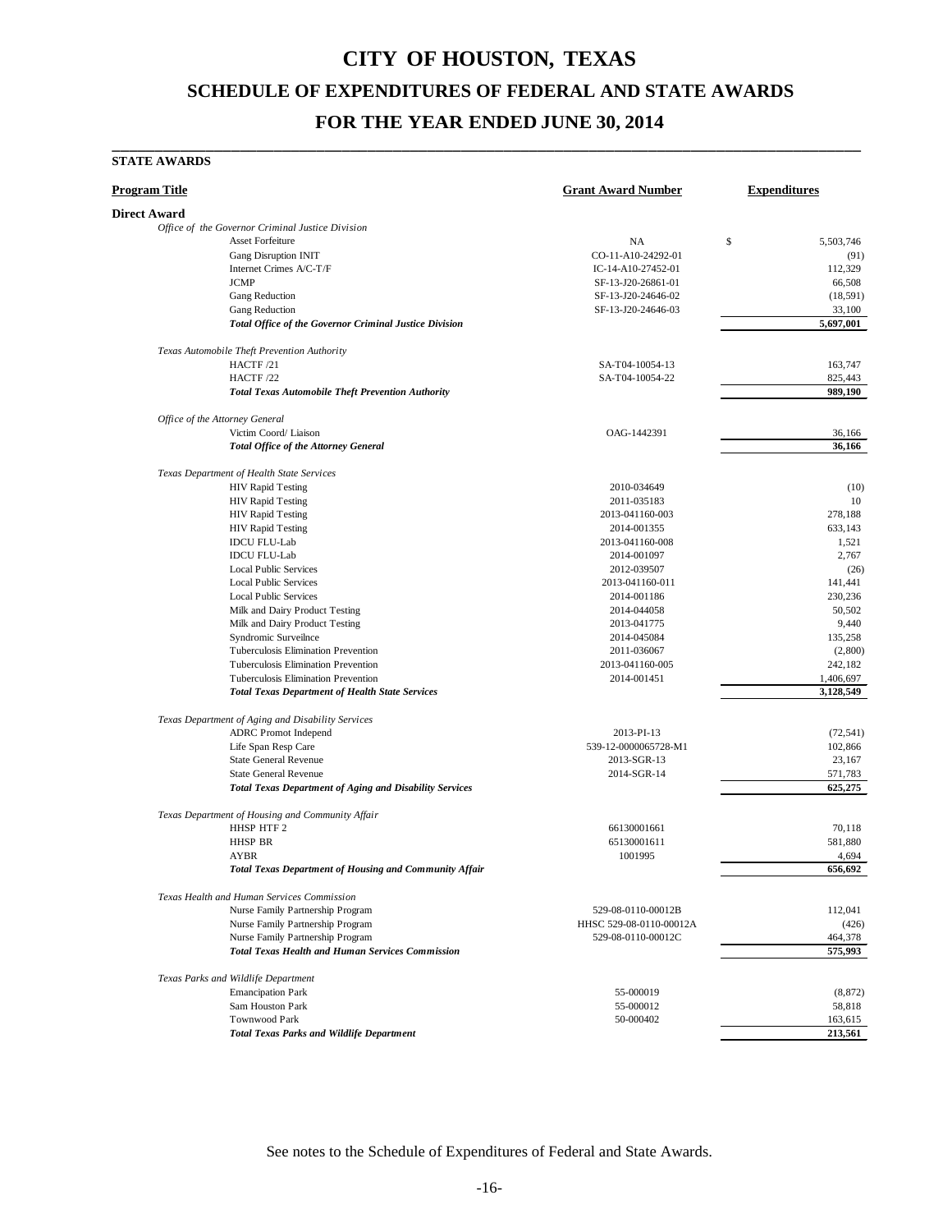# CITY OF HOUSTON, TEXAS

## SCHEDULE OF EXPENDITURES OF FEDERAL AND STATE AWARDS

## FOR THE YEAR ENDED JUNE 30, 2014

**STATE AWARDS**

| Program Title | Grant Award Number | Expenditures |
|---|---|---|
| **Direct Award** | | |
| *Office of the Governor Criminal Justice Division* | | |
| Asset Forfeiture | NA | $ 5,503,746 |
| Gang Disruption INIT | CO-11-A10-24292-01 | (91) |
| Internet Crimes A/C-T/F | IC-14-A10-27452-01 | 112,329 |
| JCMP | SF-13-J20-26861-01 | 66,508 |
| Gang Reduction | SF-13-J20-24646-02 | (18,591) |
| Gang Reduction | SF-13-J20-24646-03 | 33,100 |
| ***Total Office of the Governor Criminal Justice Division*** | | **5,697,001** |
| *Texas Automobile Theft Prevention Authority* | | |
| HACTF /21 | SA-T04-10054-13 | 163,747 |
| HACTF /22 | SA-T04-10054-22 | 825,443 |
| ***Total Texas Automobile Theft Prevention Authority*** | | **989,190** |
| *Office of the Attorney General* | | |
| Victim Coord/ Liaison | OAG-1442391 | 36,166 |
| ***Total Office of the Attorney General*** | | **36,166** |
| *Texas Department of Health State Services* | | |
| HIV Rapid Testing | 2010-034649 | (10) |
| HIV Rapid Testing | 2011-035183 | 10 |
| HIV Rapid Testing | 2013-041160-003 | 278,188 |
| HIV Rapid Testing | 2014-001355 | 633,143 |
| IDCU FLU-Lab | 2013-041160-008 | 1,521 |
| IDCU FLU-Lab | 2014-001097 | 2,767 |
| Local Public Services | 2012-039507 | (26) |
| Local Public Services | 2013-041160-011 | 141,441 |
| Local Public Services | 2014-001186 | 230,236 |
| Milk and Dairy Product Testing | 2014-044058 | 50,502 |
| Milk and Dairy Product Testing | 2013-041775 | 9,440 |
| Syndromic Surveilnce | 2014-045084 | 135,258 |
| Tuberculosis Elimination Prevention | 2011-036067 | (2,800) |
| Tuberculosis Elimination Prevention | 2013-041160-005 | 242,182 |
| Tuberculosis Elimination Prevention | 2014-001451 | 1,406,697 |
| ***Total Texas Department of Health State Services*** | | **3,128,549** |
| *Texas Department of Aging and Disability Services* | | |
| ADRC Promot Independ | 2013-PI-13 | (72,541) |
| Life Span Resp Care | 539-12-0000065728-M1 | 102,866 |
| State General Revenue | 2013-SGR-13 | 23,167 |
| State General Revenue | 2014-SGR-14 | 571,783 |
| ***Total Texas Department of Aging and Disability Services*** | | **625,275** |
| *Texas Department of Housing and Community Affair* | | |
| HHSP HTF 2 | 66130001661 | 70,118 |
| HHSP BR | 65130001611 | 581,880 |
| AYBR | 1001995 | 4,694 |
| ***Total Texas Department of Housing and Community Affair*** | | **656,692** |
| *Texas Health and Human Services Commission* | | |
| Nurse Family Partnership Program | 529-08-0110-00012B | 112,041 |
| Nurse Family Partnership Program | HHSC 529-08-0110-00012A | (426) |
| Nurse Family Partnership Program | 529-08-0110-00012C | 464,378 |
| ***Total Texas Health and Human Services Commission*** | | **575,993** |
| *Texas Parks and Wildlife Department* | | |
| Emancipation Park | 55-000019 | (8,872) |
| Sam Houston Park | 55-000012 | 58,818 |
| Townwood Park | 50-000402 | 163,615 |
| ***Total Texas Parks and Wildlife Department*** | | **213,561** |

See notes to the Schedule of Expenditures of Federal and State Awards.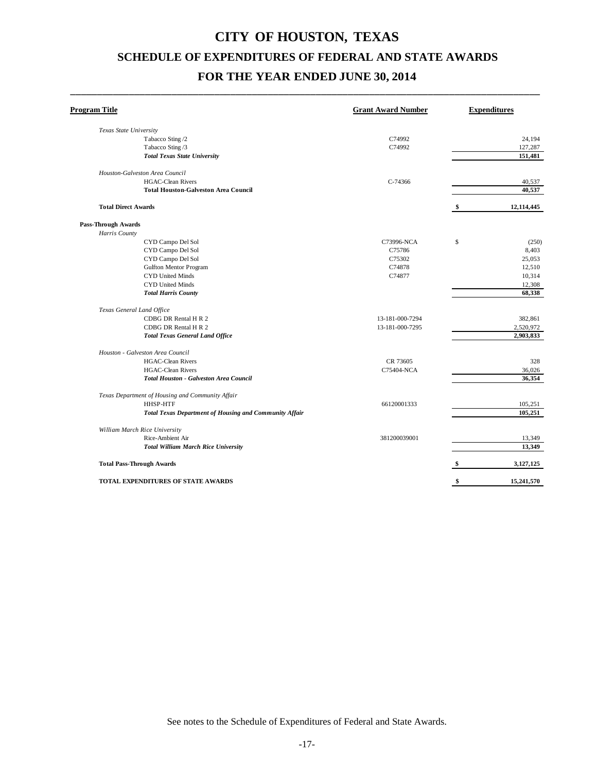# CITY OF HOUSTON, TEXAS

## SCHEDULE OF EXPENDITURES OF FEDERAL AND STATE AWARDS

## FOR THE YEAR ENDED JUNE 30, 2014

| Program Title | Grant Award Number | | Expenditures |
|---|---|---|---|
| *Texas State University* | | | |
| Tabacco Sting /2 | C74992 | | 24,194 |
| Tabacco Sting /3 | C74992 | | 127,287 |
| ***Total Texas State University*** | | | **151,481** |
| *Houston-Galveston Area Council* | | | |
| HGAC-Clean Rivers | C-74366 | | 40,537 |
| **Total Houston-Galveston Area Council** | | | **40,537** |
| **Total Direct Awards** | | **$** | **12,114,445** |
| **Pass-Through Awards** | | | |
| *Harris County* | | | |
| CYD Campo Del Sol | C73996-NCA | $ | (250) |
| CYD Campo Del Sol | C75786 | | 8,403 |
| CYD Campo Del Sol | C75302 | | 25,053 |
| Gulfton Mentor Program | C74878 | | 12,510 |
| CYD United Minds | C74877 | | 10,314 |
| CYD United Minds | | | 12,308 |
| ***Total Harris County*** | | | **68,338** |
| *Texas General Land Office* | | | |
| CDBG DR Rental H R 2 | 13-181-000-7294 | | 382,861 |
| CDBG DR Rental H R 2 | 13-181-000-7295 | | 2,520,972 |
| ***Total Texas General Land Office*** | | | **2,903,833** |
| *Houston - Galveston Area Council* | | | |
| HGAC-Clean Rivers | CR 73605 | | 328 |
| HGAC-Clean Rivers | C75404-NCA | | 36,026 |
| ***Total Houston - Galveston Area Council*** | | | **36,354** |
| *Texas Department of Housing and Community Affair* | | | |
| HHSP-HTF | 66120001333 | | 105,251 |
| ***Total Texas Department of Housing and Community Affair*** | | | **105,251** |
| *William March Rice University* | | | |
| Rice-Ambient Air | 381200039001 | | 13,349 |
| ***Total William March Rice University*** | | | **13,349** |
| **Total Pass-Through Awards** | | **$** | **3,127,125** |
| **TOTAL EXPENDITURES OF STATE AWARDS** | | **$** | **15,241,570** |

See notes to the Schedule of Expenditures of Federal and State Awards.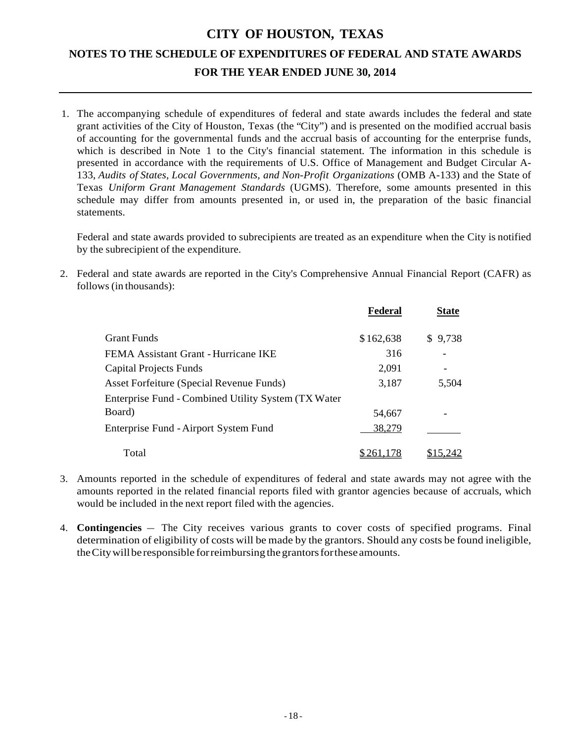# CITY OF HOUSTON, TEXAS

## NOTES TO THE SCHEDULE OF EXPENDITURES OF FEDERAL AND STATE AWARDS

### FOR THE YEAR ENDED JUNE 30, 2014

1. The accompanying schedule of expenditures of federal and state awards includes the federal and state grant activities of the City of Houston, Texas (the "City") and is presented on the modified accrual basis of accounting for the governmental funds and the accrual basis of accounting for the enterprise funds, which is described in Note 1 to the City's financial statement. The information in this schedule is presented in accordance with the requirements of U.S. Office of Management and Budget Circular A-133, *Audits of States, Local Governments, and Non-Profit Organizations* (OMB A-133) and the State of Texas *Uniform Grant Management Standards* (UGMS). Therefore, some amounts presented in this schedule may differ from amounts presented in, or used in, the preparation of the basic financial statements.

   Federal and state awards provided to subrecipients are treated as an expenditure when the City is notified by the subrecipient of the expenditure.

2. Federal and state awards are reported in the City's Comprehensive Annual Financial Report (CAFR) as follows (in thousands):

| | **Federal** | **State** |
|---|---|---|
| Grant Funds | $ 162,638 | $ 9,738 |
| FEMA Assistant Grant - Hurricane IKE | 316 | - |
| Capital Projects Funds | 2,091 | - |
| Asset Forfeiture (Special Revenue Funds) | 3,187 | 5,504 |
| Enterprise Fund - Combined Utility System (TX Water Board) | 54,667 | - |
| Enterprise Fund - Airport System Fund | 38,279 | |
| Total | $ 261,178 | $15,242 |

3. Amounts reported in the schedule of expenditures of federal and state awards may not agree with the amounts reported in the related financial reports filed with grantor agencies because of accruals, which would be included in the next report filed with the agencies.

4. **Contingencies** – The City receives various grants to cover costs of specified programs. Final determination of eligibility of costs will be made by the grantors. Should any costs be found ineligible, the City will be responsible for reimbursing the grantors for these amounts.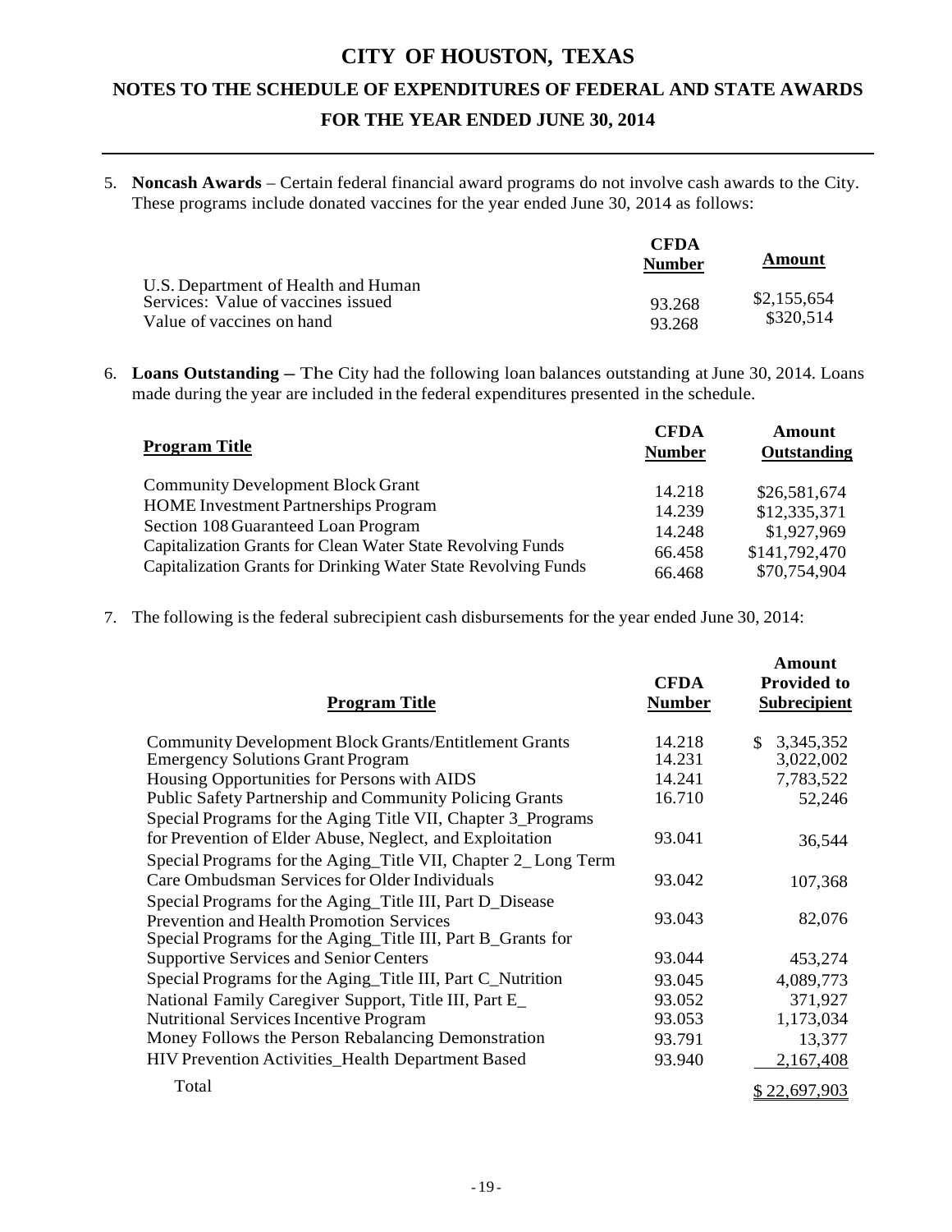# CITY OF HOUSTON, TEXAS

## NOTES TO THE SCHEDULE OF EXPENDITURES OF FEDERAL AND STATE AWARDS

## FOR THE YEAR ENDED JUNE 30, 2014

5. **Noncash Awards** – Certain federal financial award programs do not involve cash awards to the City. These programs include donated vaccines for the year ended June 30, 2014 as follows:

| | CFDA Number | Amount |
|---|---|---|
| U.S. Department of Health and Human Services: Value of vaccines issued | 93.268 | \$2,155,654 |
| Value of vaccines on hand | 93.268 | \$320,514 |

6. **Loans Outstanding** – The City had the following loan balances outstanding at June 30, 2014. Loans made during the year are included in the federal expenditures presented in the schedule.

| Program Title | CFDA Number | Amount Outstanding |
|---|---|---|
| Community Development Block Grant | 14.218 | \$26,581,674 |
| HOME Investment Partnerships Program | 14.239 | \$12,335,371 |
| Section 108 Guaranteed Loan Program | 14.248 | \$1,927,969 |
| Capitalization Grants for Clean Water State Revolving Funds | 66.458 | \$141,792,470 |
| Capitalization Grants for Drinking Water State Revolving Funds | 66.468 | \$70,754,904 |

7. The following is the federal subrecipient cash disbursements for the year ended June 30, 2014:

| Program Title | CFDA Number | Amount Provided to Subrecipient |
|---|---|---|
| Community Development Block Grants/Entitlement Grants | 14.218 | \$ 3,345,352 |
| Emergency Solutions Grant Program | 14.231 | 3,022,002 |
| Housing Opportunities for Persons with AIDS | 14.241 | 7,783,522 |
| Public Safety Partnership and Community Policing Grants | 16.710 | 52,246 |
| Special Programs for the Aging Title VII, Chapter 3_Programs for Prevention of Elder Abuse, Neglect, and Exploitation | 93.041 | 36,544 |
| Special Programs for the Aging_Title VII, Chapter 2_ Long Term Care Ombudsman Services for Older Individuals | 93.042 | 107,368 |
| Special Programs for the Aging_Title III, Part D_Disease Prevention and Health Promotion Services | 93.043 | 82,076 |
| Special Programs for the Aging_Title III, Part B_Grants for Supportive Services and Senior Centers | 93.044 | 453,274 |
| Special Programs for the Aging_Title III, Part C_Nutrition | 93.045 | 4,089,773 |
| National Family Caregiver Support, Title III, Part E_ | 93.052 | 371,927 |
| Nutritional Services Incentive Program | 93.053 | 1,173,034 |
| Money Follows the Person Rebalancing Demonstration | 93.791 | 13,377 |
| HIV Prevention Activities_Health Department Based | 93.940 | 2,167,408 |
| Total | | \$ 22,697,903 |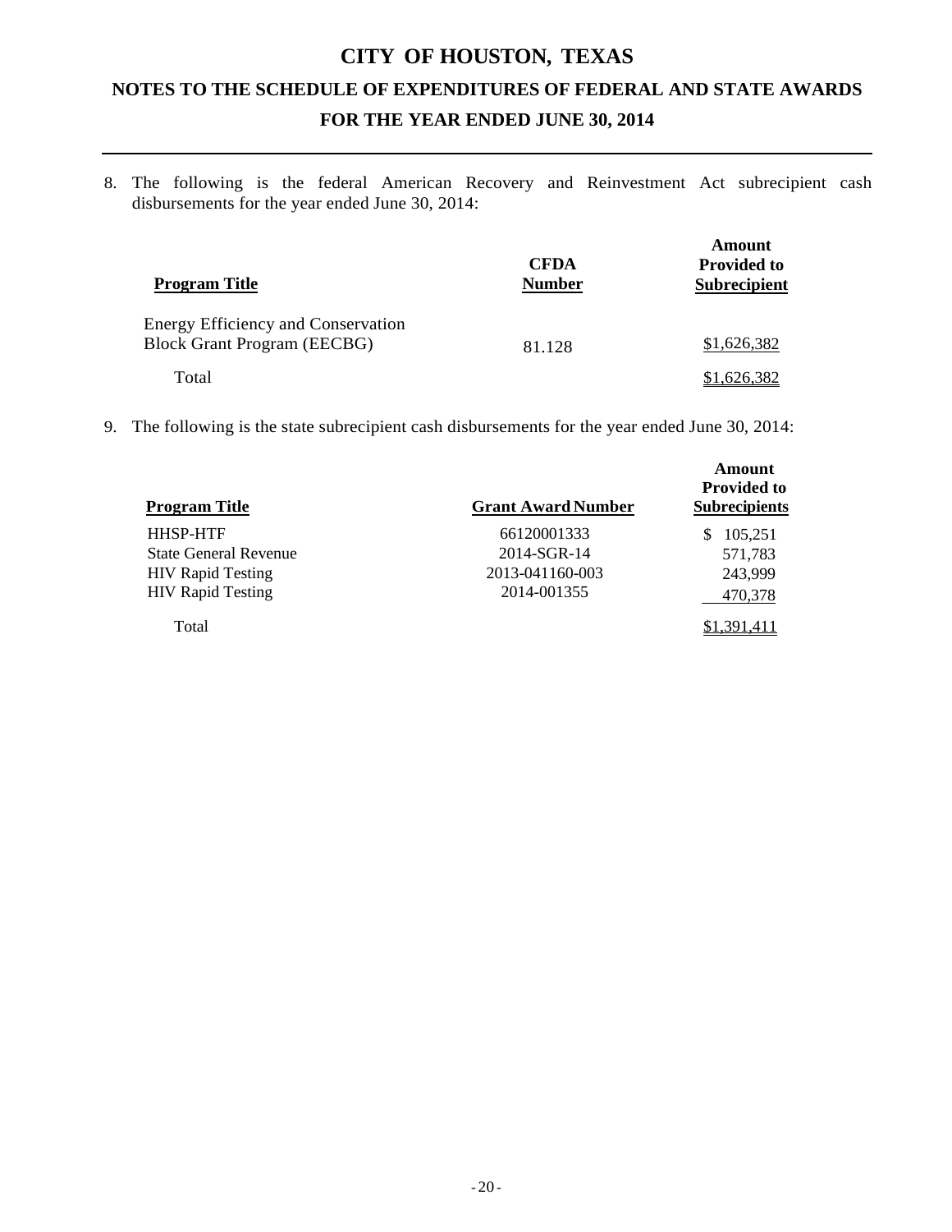# CITY OF HOUSTON, TEXAS

## NOTES TO THE SCHEDULE OF EXPENDITURES OF FEDERAL AND STATE AWARDS

## FOR THE YEAR ENDED JUNE 30, 2014

8. The following is the federal American Recovery and Reinvestment Act subrecipient cash disbursements for the year ended June 30, 2014:

| Program Title | CFDA Number | Amount Provided to Subrecipient |
|---|---|---|
| Energy Efficiency and Conservation Block Grant Program (EECBG) | 81.128 | $1,626,382 |
| Total | | $1,626,382 |

9. The following is the state subrecipient cash disbursements for the year ended June 30, 2014:

| Program Title | Grant Award Number | Amount Provided to Subrecipients |
|---|---|---|
| HHSP-HTF | 66120001333 | $ 105,251 |
| State General Revenue | 2014-SGR-14 | 571,783 |
| HIV Rapid Testing | 2013-041160-003 | 243,999 |
| HIV Rapid Testing | 2014-001355 | 470,378 |
| Total | | $1,391,411 |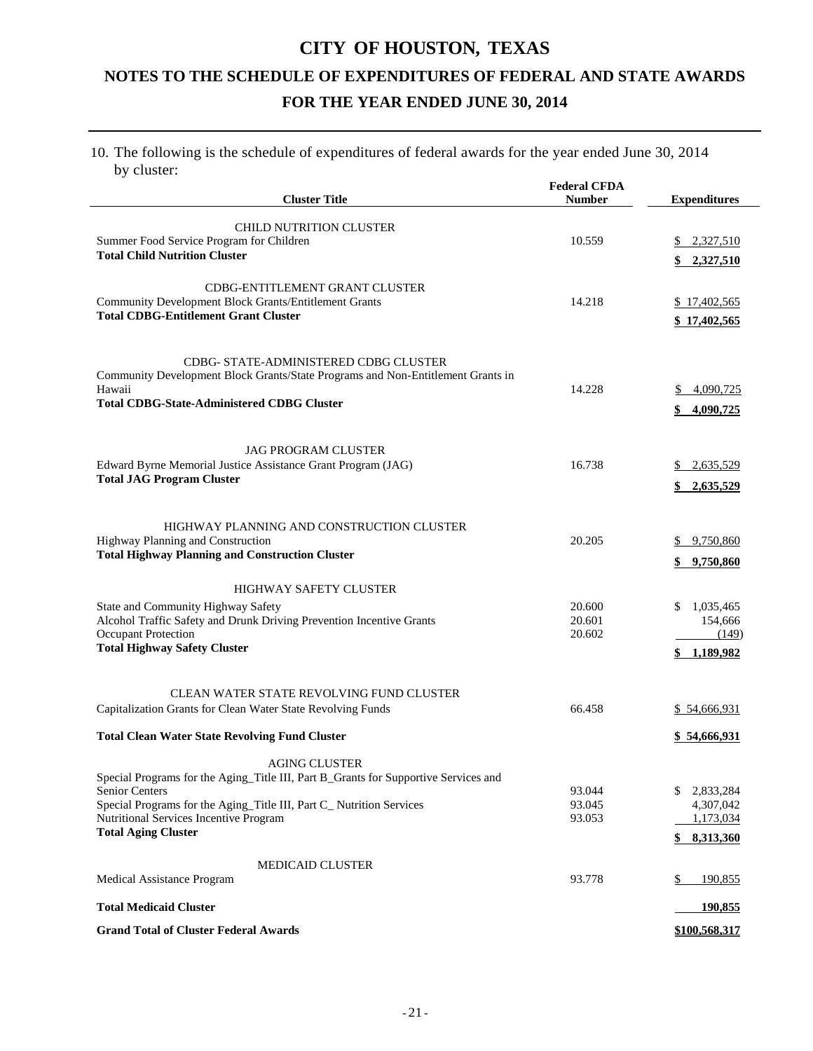# CITY OF HOUSTON, TEXAS

## NOTES TO THE SCHEDULE OF EXPENDITURES OF FEDERAL AND STATE AWARDS

## FOR THE YEAR ENDED JUNE 30, 2014

10. The following is the schedule of expenditures of federal awards for the year ended June 30, 2014 by cluster:

| Cluster Title | Federal CFDA Number | Expenditures |
|---|---|---|
| CHILD NUTRITION CLUSTER | | |
| Summer Food Service Program for Children | 10.559 | $ 2,327,510 |
| **Total Child Nutrition Cluster** | | **$ 2,327,510** |
| CDBG-ENTITLEMENT GRANT CLUSTER | | |
| Community Development Block Grants/Entitlement Grants | 14.218 | $ 17,402,565 |
| **Total CDBG-Entitlement Grant Cluster** | | **$ 17,402,565** |
| CDBG- STATE-ADMINISTERED CDBG CLUSTER | | |
| Community Development Block Grants/State Programs and Non-Entitlement Grants in Hawaii | 14.228 | $ 4,090,725 |
| **Total CDBG-State-Administered CDBG Cluster** | | **$ 4,090,725** |
| JAG PROGRAM CLUSTER | | |
| Edward Byrne Memorial Justice Assistance Grant Program (JAG) | 16.738 | $ 2,635,529 |
| **Total JAG Program Cluster** | | **$ 2,635,529** |
| HIGHWAY PLANNING AND CONSTRUCTION CLUSTER | | |
| Highway Planning and Construction | 20.205 | $ 9,750,860 |
| **Total Highway Planning and Construction Cluster** | | **$ 9,750,860** |
| HIGHWAY SAFETY CLUSTER | | |
| State and Community Highway Safety | 20.600 | $ 1,035,465 |
| Alcohol Traffic Safety and Drunk Driving Prevention Incentive Grants | 20.601 | 154,666 |
| Occupant Protection | 20.602 | (149) |
| **Total Highway Safety Cluster** | | **$ 1,189,982** |
| CLEAN WATER STATE REVOLVING FUND CLUSTER | | |
| Capitalization Grants for Clean Water State Revolving Funds | 66.458 | $ 54,666,931 |
| **Total Clean Water State Revolving Fund Cluster** | | **$ 54,666,931** |
| AGING CLUSTER | | |
| Special Programs for the Aging_Title III, Part B_Grants for Supportive Services and Senior Centers | 93.044 | $ 2,833,284 |
| Special Programs for the Aging_Title III, Part C_ Nutrition Services | 93.045 | 4,307,042 |
| Nutritional Services Incentive Program | 93.053 | 1,173,034 |
| **Total Aging Cluster** | | **$ 8,313,360** |
| MEDICAID CLUSTER | | |
| Medical Assistance Program | 93.778 | $ 190,855 |
| **Total Medicaid Cluster** | | **190,855** |
| **Grand Total of Cluster Federal Awards** | | **$100,568,317** |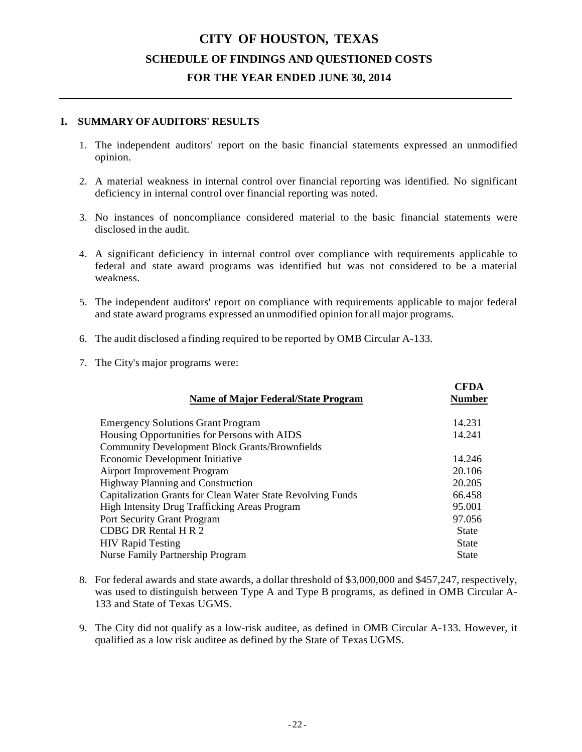# CITY OF HOUSTON, TEXAS

## SCHEDULE OF FINDINGS AND QUESTIONED COSTS

## FOR THE YEAR ENDED JUNE 30, 2014

### I. SUMMARY OF AUDITORS' RESULTS

1. The independent auditors' report on the basic financial statements expressed an unmodified opinion.

2. A material weakness in internal control over financial reporting was identified. No significant deficiency in internal control over financial reporting was noted.

3. No instances of noncompliance considered material to the basic financial statements were disclosed in the audit.

4. A significant deficiency in internal control over compliance with requirements applicable to federal and state award programs was identified but was not considered to be a material weakness.

5. The independent auditors' report on compliance with requirements applicable to major federal and state award programs expressed an unmodified opinion for all major programs.

6. The audit disclosed a finding required to be reported by OMB Circular A-133.

7. The City's major programs were:

| Name of Major Federal/State Program | CFDA Number |
|---|---|
| Emergency Solutions Grant Program | 14.231 |
| Housing Opportunities for Persons with AIDS | 14.241 |
| Community Development Block Grants/Brownfields Economic Development Initiative | 14.246 |
| Airport Improvement Program | 20.106 |
| Highway Planning and Construction | 20.205 |
| Capitalization Grants for Clean Water State Revolving Funds | 66.458 |
| High Intensity Drug Trafficking Areas Program | 95.001 |
| Port Security Grant Program | 97.056 |
| CDBG DR Rental H R 2 | State |
| HIV Rapid Testing | State |
| Nurse Family Partnership Program | State |

8. For federal awards and state awards, a dollar threshold of $3,000,000 and $457,247, respectively, was used to distinguish between Type A and Type B programs, as defined in OMB Circular A-133 and State of Texas UGMS.

9. The City did not qualify as a low-risk auditee, as defined in OMB Circular A-133. However, it qualified as a low risk auditee as defined by the State of Texas UGMS.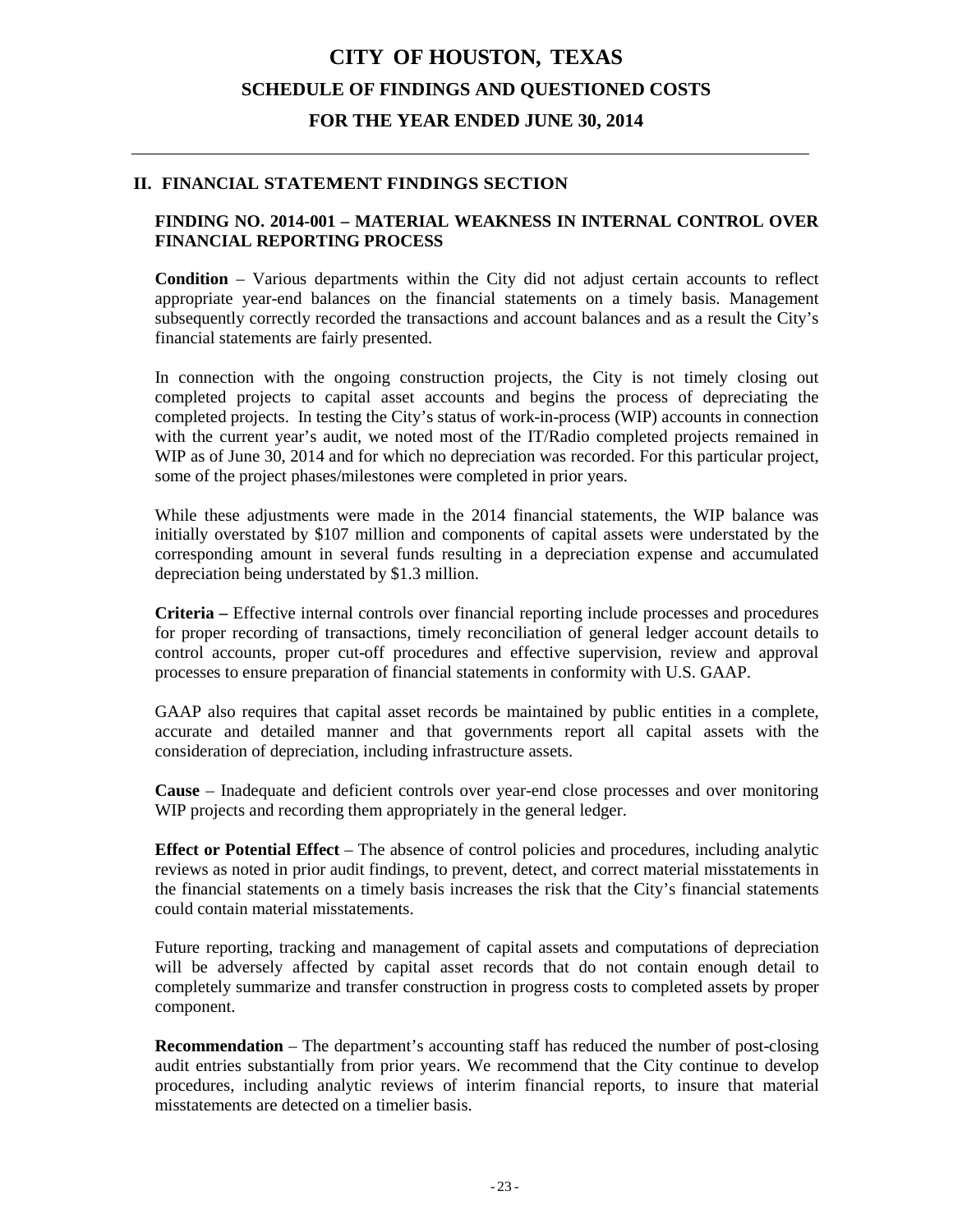# CITY OF HOUSTON, TEXAS

## SCHEDULE OF FINDINGS AND QUESTIONED COSTS

## FOR THE YEAR ENDED JUNE 30, 2014

## II. FINANCIAL STATEMENT FINDINGS SECTION

### FINDING NO. 2014-001 – MATERIAL WEAKNESS IN INTERNAL CONTROL OVER FINANCIAL REPORTING PROCESS

**Condition** – Various departments within the City did not adjust certain accounts to reflect appropriate year-end balances on the financial statements on a timely basis. Management subsequently correctly recorded the transactions and account balances and as a result the City's financial statements are fairly presented.

In connection with the ongoing construction projects, the City is not timely closing out completed projects to capital asset accounts and begins the process of depreciating the completed projects. In testing the City's status of work-in-process (WIP) accounts in connection with the current year's audit, we noted most of the IT/Radio completed projects remained in WIP as of June 30, 2014 and for which no depreciation was recorded. For this particular project, some of the project phases/milestones were completed in prior years.

While these adjustments were made in the 2014 financial statements, the WIP balance was initially overstated by $107 million and components of capital assets were understated by the corresponding amount in several funds resulting in a depreciation expense and accumulated depreciation being understated by $1.3 million.

**Criteria –** Effective internal controls over financial reporting include processes and procedures for proper recording of transactions, timely reconciliation of general ledger account details to control accounts, proper cut-off procedures and effective supervision, review and approval processes to ensure preparation of financial statements in conformity with U.S. GAAP.

GAAP also requires that capital asset records be maintained by public entities in a complete, accurate and detailed manner and that governments report all capital assets with the consideration of depreciation, including infrastructure assets.

**Cause** – Inadequate and deficient controls over year-end close processes and over monitoring WIP projects and recording them appropriately in the general ledger.

**Effect or Potential Effect** – The absence of control policies and procedures, including analytic reviews as noted in prior audit findings, to prevent, detect, and correct material misstatements in the financial statements on a timely basis increases the risk that the City's financial statements could contain material misstatements.

Future reporting, tracking and management of capital assets and computations of depreciation will be adversely affected by capital asset records that do not contain enough detail to completely summarize and transfer construction in progress costs to completed assets by proper component.

**Recommendation** – The department's accounting staff has reduced the number of post-closing audit entries substantially from prior years. We recommend that the City continue to develop procedures, including analytic reviews of interim financial reports, to insure that material misstatements are detected on a timelier basis.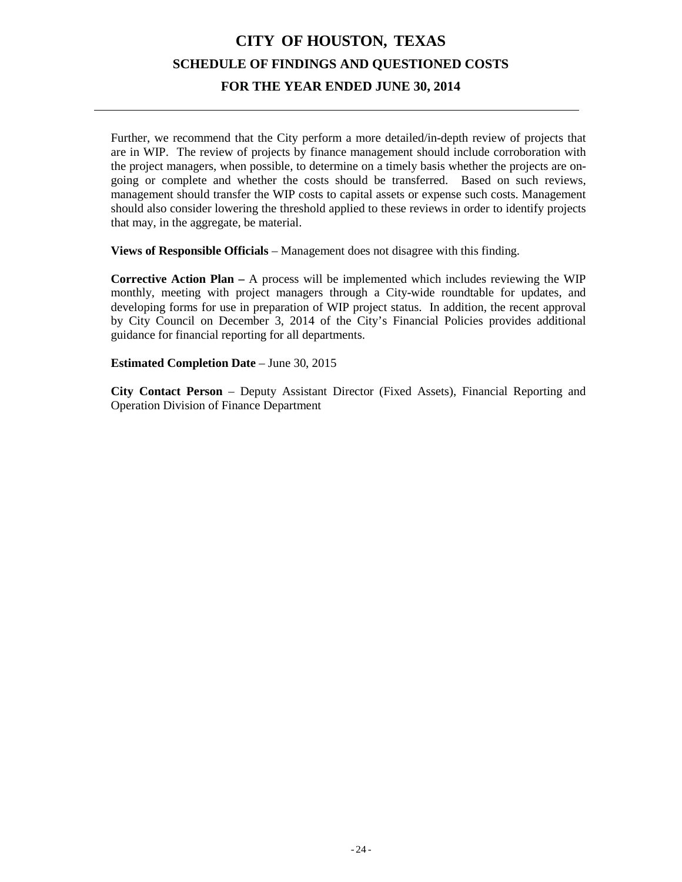Further, we recommend that the City perform a more detailed/in-depth review of projects that are in WIP. The review of projects by finance management should include corroboration with the project managers, when possible, to determine on a timely basis whether the projects are on-going or complete and whether the costs should be transferred. Based on such reviews, management should transfer the WIP costs to capital assets or expense such costs. Management should also consider lowering the threshold applied to these reviews in order to identify projects that may, in the aggregate, be material.

**Views of Responsible Officials** – Management does not disagree with this finding.

**Corrective Action Plan –** A process will be implemented which includes reviewing the WIP monthly, meeting with project managers through a City-wide roundtable for updates, and developing forms for use in preparation of WIP project status. In addition, the recent approval by City Council on December 3, 2014 of the City's Financial Policies provides additional guidance for financial reporting for all departments.

**Estimated Completion Date** – June 30, 2015

**City Contact Person** – Deputy Assistant Director (Fixed Assets), Financial Reporting and Operation Division of Finance Department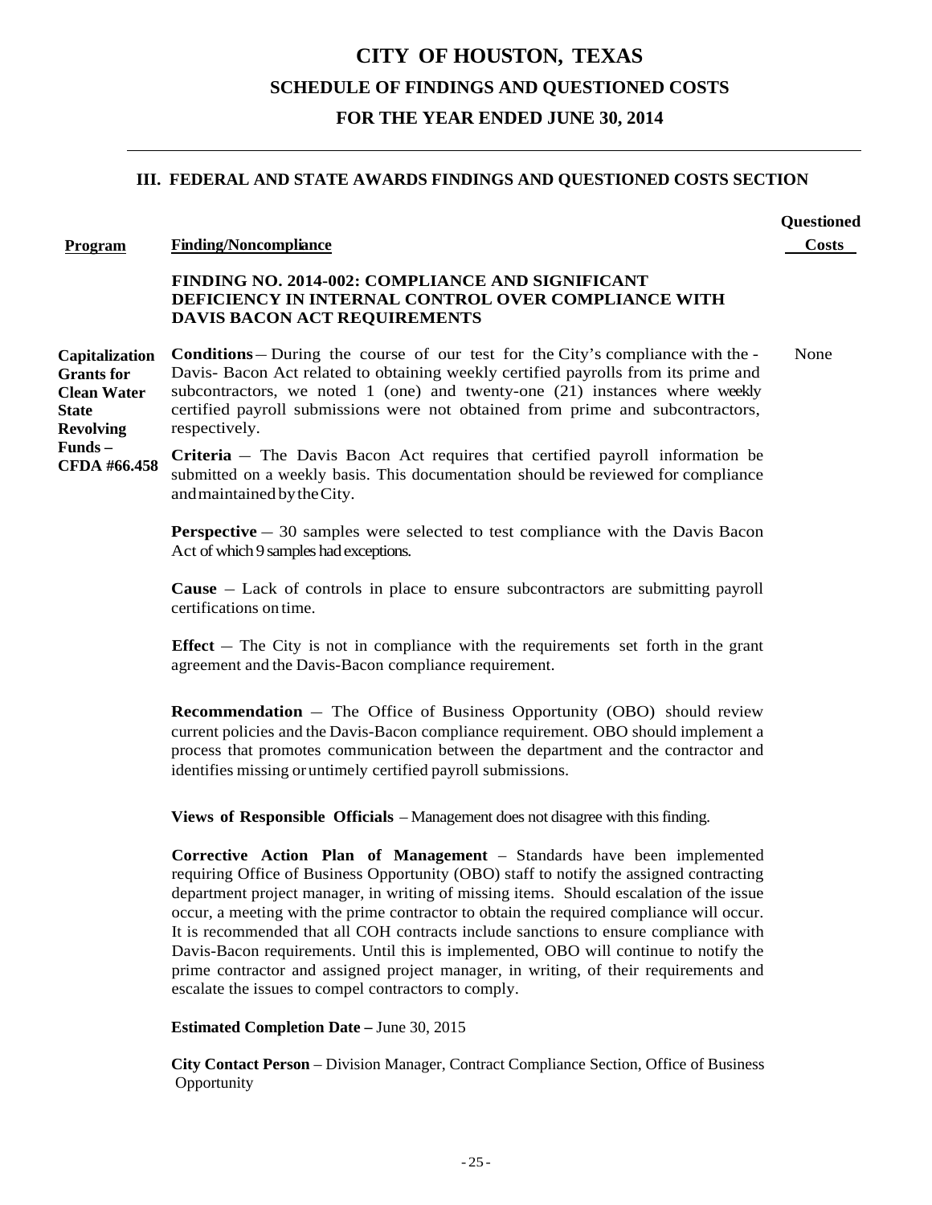# CITY OF HOUSTON, TEXAS

## SCHEDULE OF FINDINGS AND QUESTIONED COSTS

## FOR THE YEAR ENDED JUNE 30, 2014

### III. FEDERAL AND STATE AWARDS FINDINGS AND QUESTIONED COSTS SECTION

| Program | Finding/Noncompliance | Questioned Costs |
|---|---|---|
| | **FINDING NO. 2014-002: COMPLIANCE AND SIGNIFICANT DEFICIENCY IN INTERNAL CONTROL OVER COMPLIANCE WITH DAVIS BACON ACT REQUIREMENTS** | |
| **Capitalization Grants for Clean Water State Revolving Funds – CFDA #66.458** | **Conditions** – During the course of our test for the City's compliance with the - Davis- Bacon Act related to obtaining weekly certified payrolls from its prime and subcontractors, we noted 1 (one) and twenty-one (21) instances where weekly certified payroll submissions were not obtained from prime and subcontractors, respectively. | None |

**Criteria** – The Davis Bacon Act requires that certified payroll information be submitted on a weekly basis. This documentation should be reviewed for compliance and maintained by the City.

**Perspective** – 30 samples were selected to test compliance with the Davis Bacon Act of which 9 samples had exceptions.

**Cause** – Lack of controls in place to ensure subcontractors are submitting payroll certifications on time.

**Effect** – The City is not in compliance with the requirements set forth in the grant agreement and the Davis-Bacon compliance requirement.

**Recommendation** – The Office of Business Opportunity (OBO) should review current policies and the Davis-Bacon compliance requirement. OBO should implement a process that promotes communication between the department and the contractor and identifies missing or untimely certified payroll submissions.

**Views of Responsible Officials** – Management does not disagree with this finding.

**Corrective Action Plan of Management** – Standards have been implemented requiring Office of Business Opportunity (OBO) staff to notify the assigned contracting department project manager, in writing of missing items. Should escalation of the issue occur, a meeting with the prime contractor to obtain the required compliance will occur. It is recommended that all COH contracts include sanctions to ensure compliance with Davis-Bacon requirements. Until this is implemented, OBO will continue to notify the prime contractor and assigned project manager, in writing, of their requirements and escalate the issues to compel contractors to comply.

**Estimated Completion Date –** June 30, 2015

**City Contact Person** – Division Manager, Contract Compliance Section, Office of Business Opportunity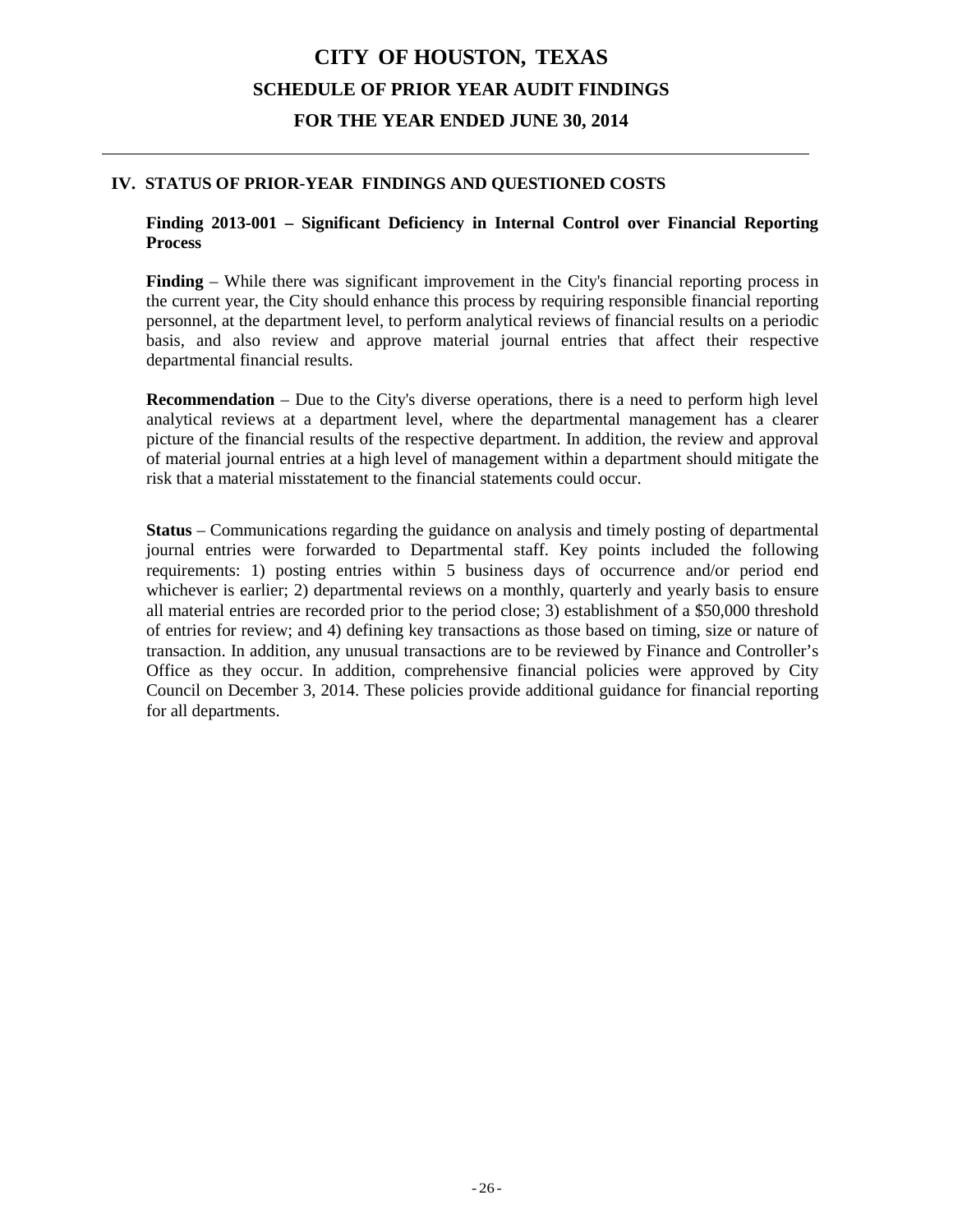# CITY OF HOUSTON, TEXAS

## SCHEDULE OF PRIOR YEAR AUDIT FINDINGS

## FOR THE YEAR ENDED JUNE 30, 2014

### IV. STATUS OF PRIOR-YEAR FINDINGS AND QUESTIONED COSTS

**Finding 2013-001 – Significant Deficiency in Internal Control over Financial Reporting Process**

**Finding** – While there was significant improvement in the City's financial reporting process in the current year, the City should enhance this process by requiring responsible financial reporting personnel, at the department level, to perform analytical reviews of financial results on a periodic basis, and also review and approve material journal entries that affect their respective departmental financial results.

**Recommendation** – Due to the City's diverse operations, there is a need to perform high level analytical reviews at a department level, where the departmental management has a clearer picture of the financial results of the respective department. In addition, the review and approval of material journal entries at a high level of management within a department should mitigate the risk that a material misstatement to the financial statements could occur.

**Status** – Communications regarding the guidance on analysis and timely posting of departmental journal entries were forwarded to Departmental staff. Key points included the following requirements: 1) posting entries within 5 business days of occurrence and/or period end whichever is earlier; 2) departmental reviews on a monthly, quarterly and yearly basis to ensure all material entries are recorded prior to the period close; 3) establishment of a $50,000 threshold of entries for review; and 4) defining key transactions as those based on timing, size or nature of transaction. In addition, any unusual transactions are to be reviewed by Finance and Controller's Office as they occur. In addition, comprehensive financial policies were approved by City Council on December 3, 2014. These policies provide additional guidance for financial reporting for all departments.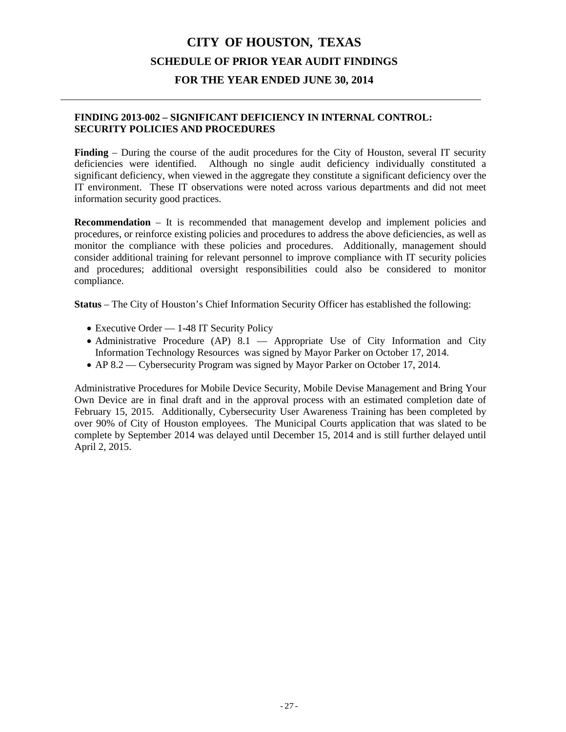# CITY OF HOUSTON, TEXAS

## SCHEDULE OF PRIOR YEAR AUDIT FINDINGS

## FOR THE YEAR ENDED JUNE 30, 2014

---

### FINDING 2013-002 – SIGNIFICANT DEFICIENCY IN INTERNAL CONTROL: SECURITY POLICIES AND PROCEDURES

**Finding** – During the course of the audit procedures for the City of Houston, several IT security deficiencies were identified. Although no single audit deficiency individually constituted a significant deficiency, when viewed in the aggregate they constitute a significant deficiency over the IT environment. These IT observations were noted across various departments and did not meet information security good practices.

**Recommendation** – It is recommended that management develop and implement policies and procedures, or reinforce existing policies and procedures to address the above deficiencies, as well as monitor the compliance with these policies and procedures. Additionally, management should consider additional training for relevant personnel to improve compliance with IT security policies and procedures; additional oversight responsibilities could also be considered to monitor compliance.

**Status** – The City of Houston's Chief Information Security Officer has established the following:

- Executive Order — 1-48 IT Security Policy
- Administrative Procedure (AP) 8.1 — Appropriate Use of City Information and City Information Technology Resources was signed by Mayor Parker on October 17, 2014.
- AP 8.2 — Cybersecurity Program was signed by Mayor Parker on October 17, 2014.

Administrative Procedures for Mobile Device Security, Mobile Devise Management and Bring Your Own Device are in final draft and in the approval process with an estimated completion date of February 15, 2015. Additionally, Cybersecurity User Awareness Training has been completed by over 90% of City of Houston employees. The Municipal Courts application that was slated to be complete by September 2014 was delayed until December 15, 2014 and is still further delayed until April 2, 2015.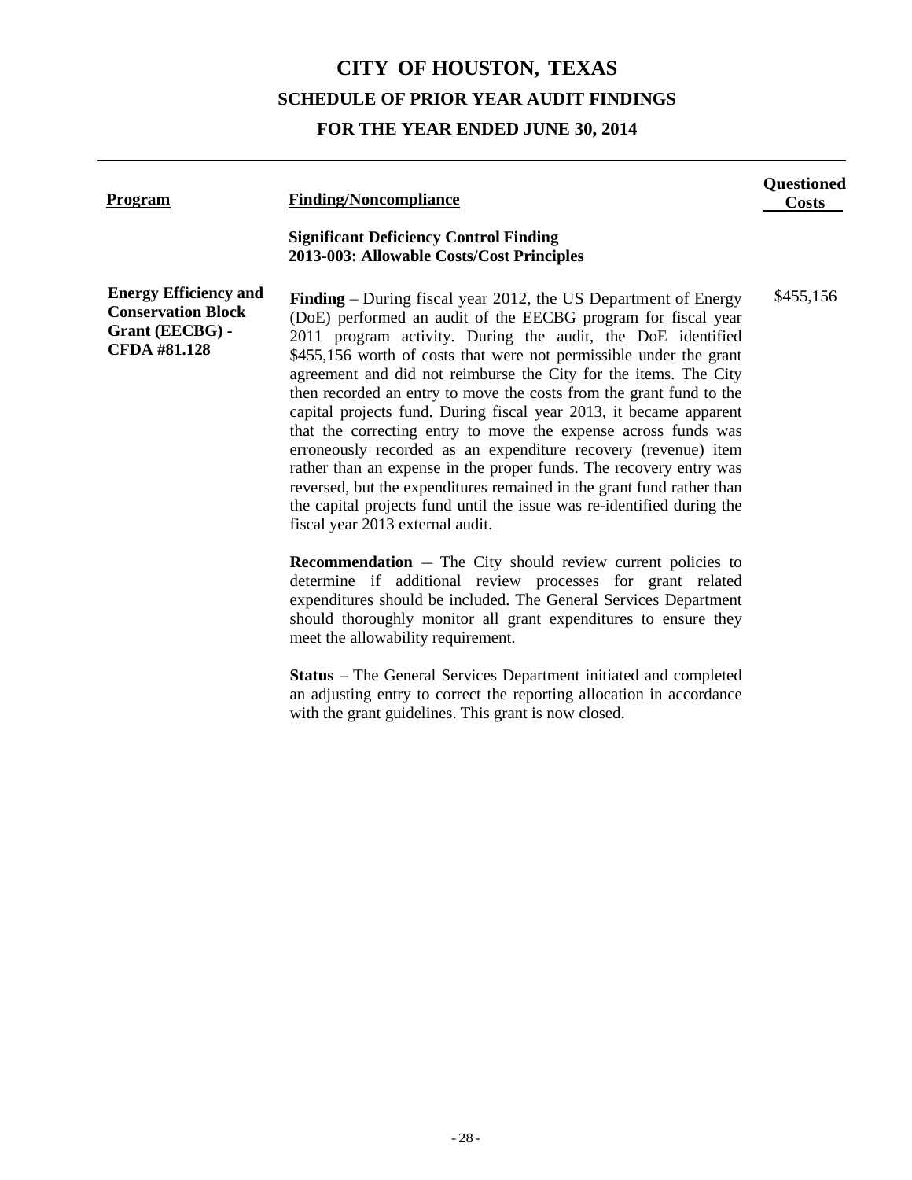# CITY OF HOUSTON, TEXAS

## SCHEDULE OF PRIOR YEAR AUDIT FINDINGS

## FOR THE YEAR ENDED JUNE 30, 2014

| Program | Finding/Noncompliance | Questioned Costs |
|---|---|---|
| | **Significant Deficiency Control Finding**<br>**2013-003: Allowable Costs/Cost Principles** | |
| **Energy Efficiency and Conservation Block Grant (EECBG) - CFDA #81.128** | **Finding** – During fiscal year 2012, the US Department of Energy (DoE) performed an audit of the EECBG program for fiscal year 2011 program activity. During the audit, the DoE identified $455,156 worth of costs that were not permissible under the grant agreement and did not reimburse the City for the items. The City then recorded an entry to move the costs from the grant fund to the capital projects fund. During fiscal year 2013, it became apparent that the correcting entry to move the expense across funds was erroneously recorded as an expenditure recovery (revenue) item rather than an expense in the proper funds. The recovery entry was reversed, but the expenditures remained in the grant fund rather than the capital projects fund until the issue was re-identified during the fiscal year 2013 external audit. | $455,156 |
| | **Recommendation** – The City should review current policies to determine if additional review processes for grant related expenditures should be included. The General Services Department should thoroughly monitor all grant expenditures to ensure they meet the allowability requirement. | |
| | **Status** – The General Services Department initiated and completed an adjusting entry to correct the reporting allocation in accordance with the grant guidelines. This grant is now closed. | |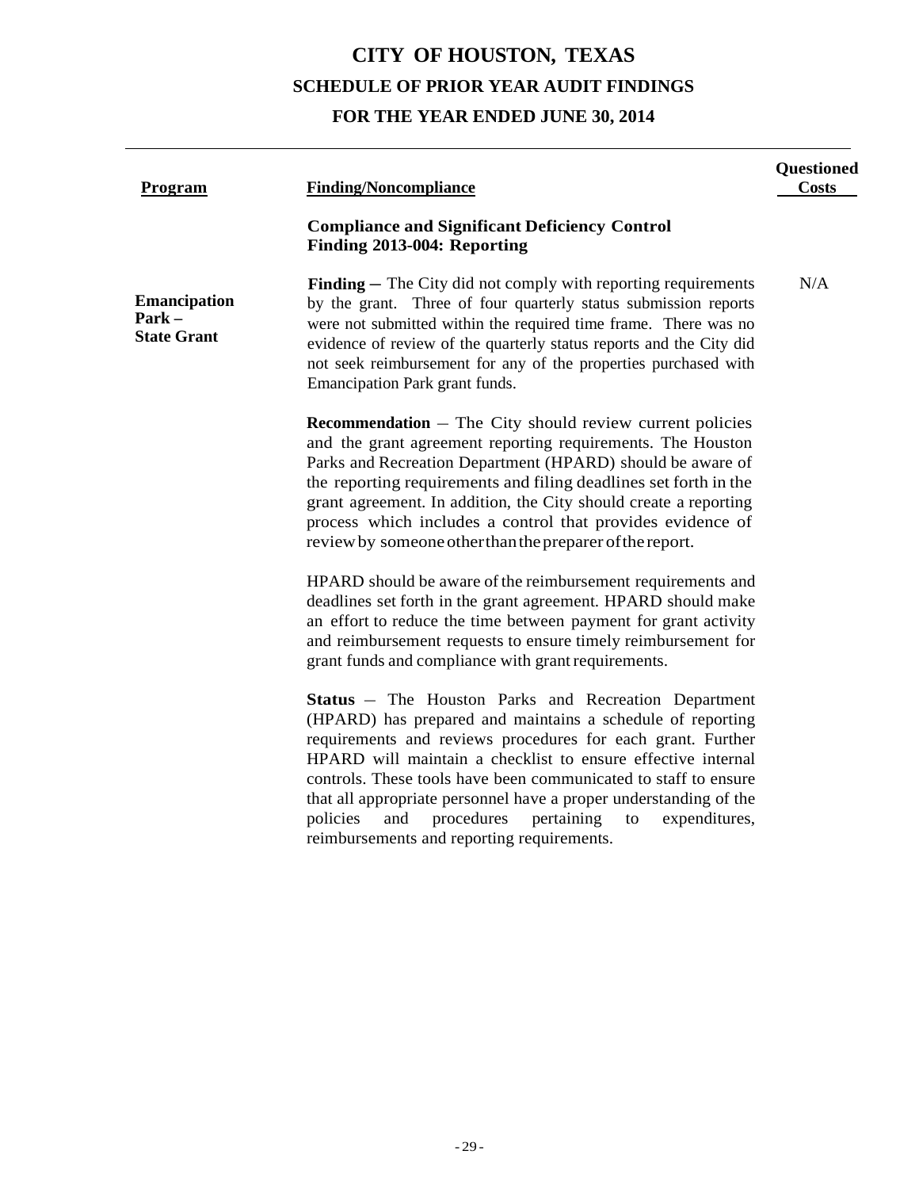# CITY OF HOUSTON, TEXAS

## SCHEDULE OF PRIOR YEAR AUDIT FINDINGS

## FOR THE YEAR ENDED JUNE 30, 2014

| Program | Finding/Noncompliance | Questioned Costs |
|---|---|---|
| | **Compliance and Significant Deficiency Control Finding 2013-004: Reporting** | |
| **Emancipation Park – State Grant** | **Finding** – The City did not comply with reporting requirements by the grant. Three of four quarterly status submission reports were not submitted within the required time frame. There was no evidence of review of the quarterly status reports and the City did not seek reimbursement for any of the properties purchased with Emancipation Park grant funds. | N/A |
| | **Recommendation** – The City should review current policies and the grant agreement reporting requirements. The Houston Parks and Recreation Department (HPARD) should be aware of the reporting requirements and filing deadlines set forth in the grant agreement. In addition, the City should create a reporting process which includes a control that provides evidence of review by someone other than the preparer of the report. | |
| | HPARD should be aware of the reimbursement requirements and deadlines set forth in the grant agreement. HPARD should make an effort to reduce the time between payment for grant activity and reimbursement requests to ensure timely reimbursement for grant funds and compliance with grant requirements. | |
| | **Status** – The Houston Parks and Recreation Department (HPARD) has prepared and maintains a schedule of reporting requirements and reviews procedures for each grant. Further HPARD will maintain a checklist to ensure effective internal controls. These tools have been communicated to staff to ensure that all appropriate personnel have a proper understanding of the policies and procedures pertaining to expenditures, reimbursements and reporting requirements. | |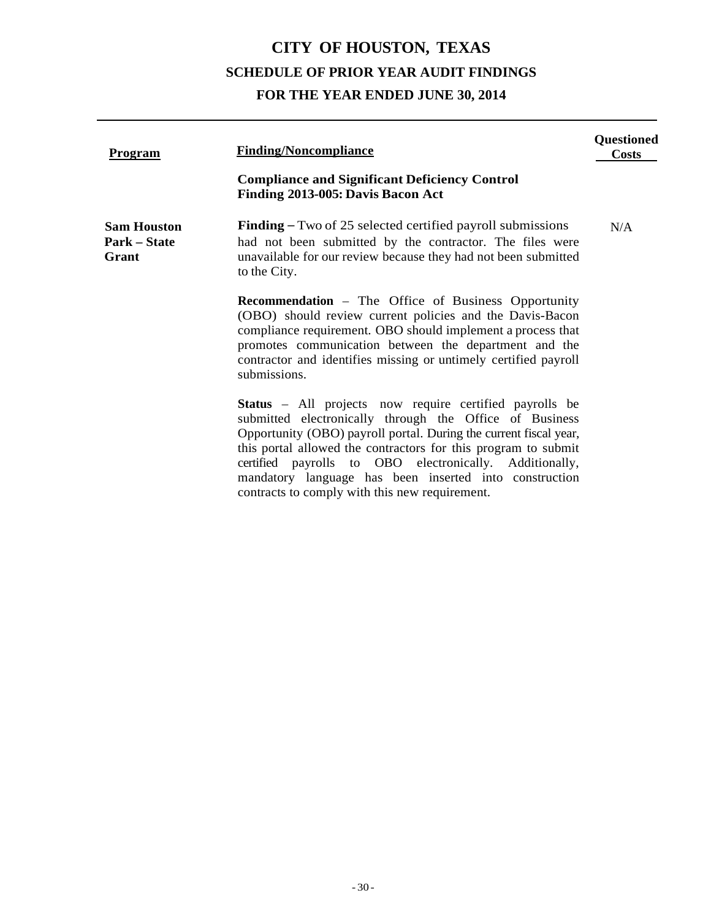# CITY OF HOUSTON, TEXAS

## SCHEDULE OF PRIOR YEAR AUDIT FINDINGS

## FOR THE YEAR ENDED JUNE 30, 2014

| Program | Finding/Noncompliance | Questioned Costs |
|---|---|---|
| | **Compliance and Significant Deficiency Control Finding 2013-005: Davis Bacon Act** | |
| **Sam Houston Park – State Grant** | **Finding –** Two of 25 selected certified payroll submissions had not been submitted by the contractor. The files were unavailable for our review because they had not been submitted to the City. | N/A |
| | **Recommendation** – The Office of Business Opportunity (OBO) should review current policies and the Davis-Bacon compliance requirement. OBO should implement a process that promotes communication between the department and the contractor and identifies missing or untimely certified payroll submissions. | |
| | **Status** – All projects now require certified payrolls be submitted electronically through the Office of Business Opportunity (OBO) payroll portal. During the current fiscal year, this portal allowed the contractors for this program to submit certified payrolls to OBO electronically. Additionally, mandatory language has been inserted into construction contracts to comply with this new requirement. | |